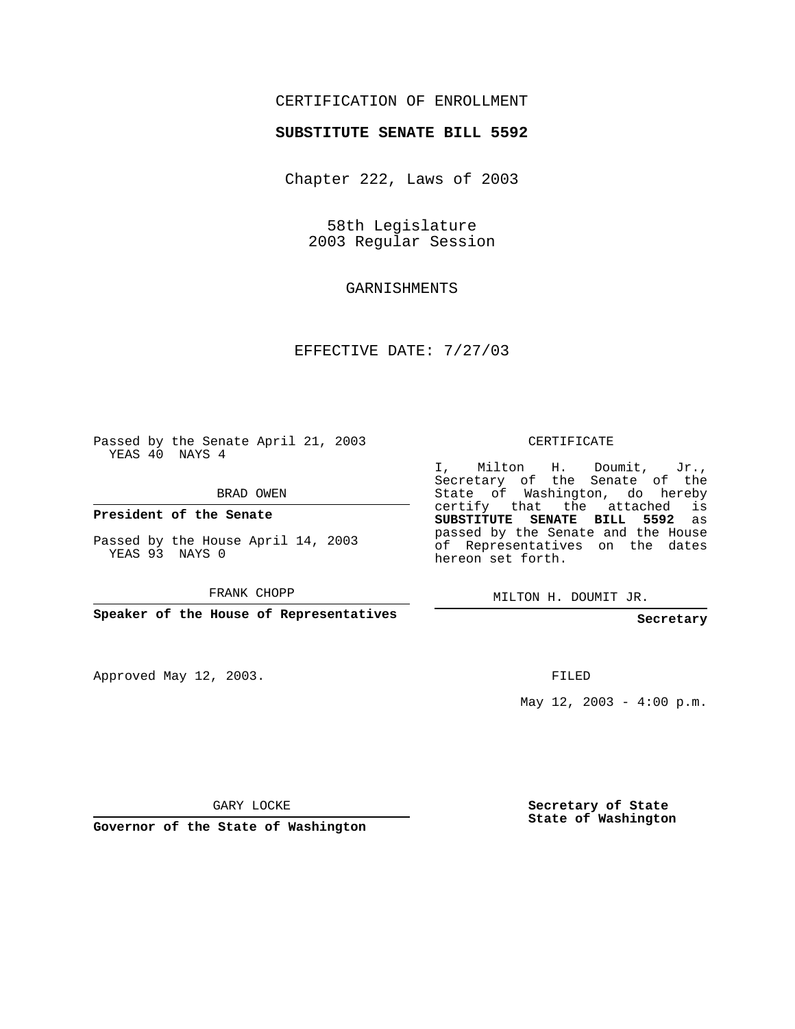CERTIFICATION OF ENROLLMENT

**SUBSTITUTE SENATE BILL 5592**

Chapter 222, Laws of 2003

58th Legislature
2003 Regular Session

GARNISHMENTS

EFFECTIVE DATE: 7/27/03

Passed by the Senate April 21, 2003
YEAS 40 NAYS 4

BRAD OWEN

**President of the Senate**

Passed by the House April 14, 2003
YEAS 93 NAYS 0

FRANK CHOPP

**Speaker of the House of Representatives**

CERTIFICATE

I, Milton H. Doumit, Jr., Secretary of the Senate of the State of Washington, do hereby certify that the attached is **SUBSTITUTE SENATE BILL 5592** as passed by the Senate and the House of Representatives on the dates hereon set forth.

MILTON H. DOUMIT JR.

**Secretary**

Approved May 12, 2003.

FILED

May 12, 2003 - 4:00 p.m.

GARY LOCKE

**Governor of the State of Washington**

**Secretary of State**
**State of Washington**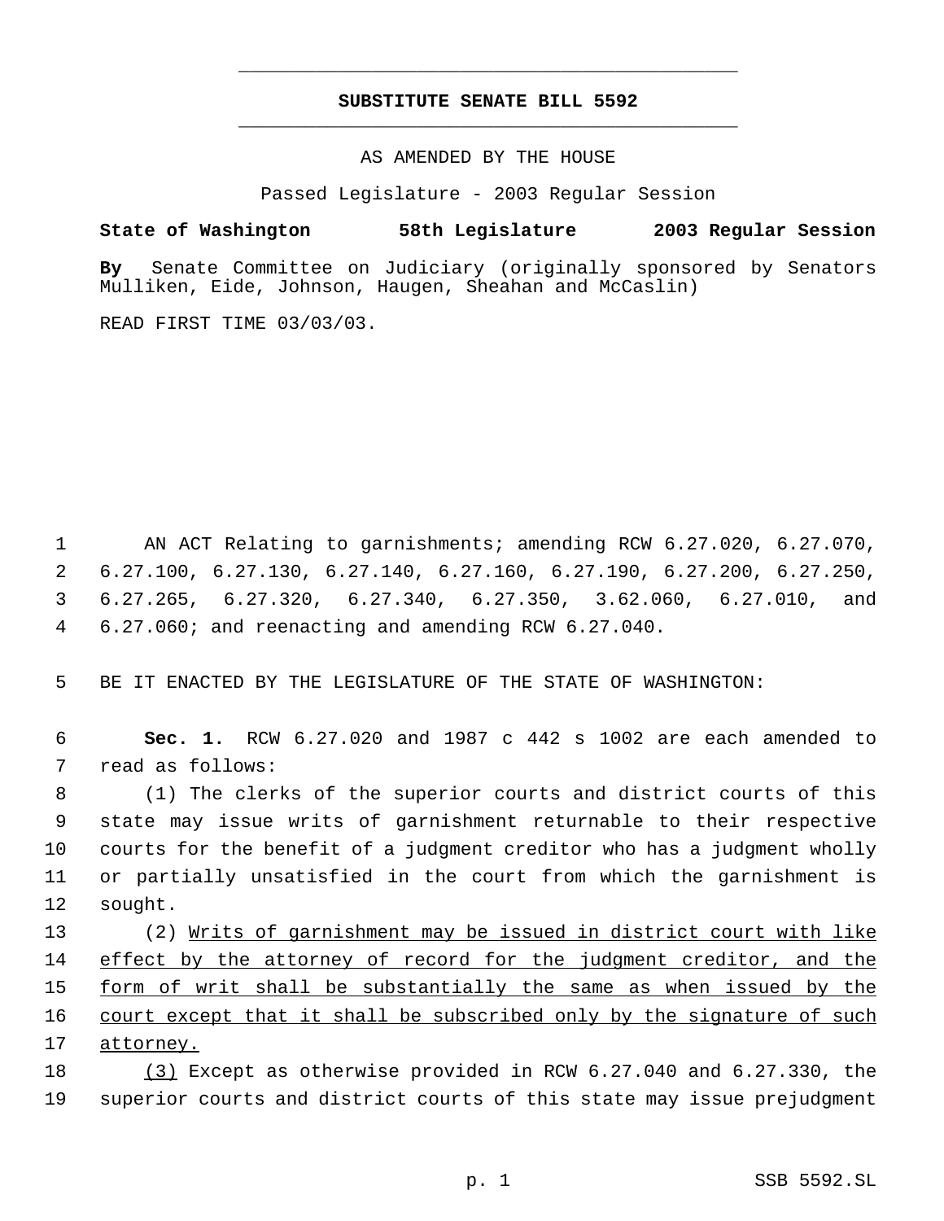# SUBSTITUTE SENATE BILL 5592

AS AMENDED BY THE HOUSE

Passed Legislature - 2003 Regular Session

**State of Washington 58th Legislature 2003 Regular Session**

**By** Senate Committee on Judiciary (originally sponsored by Senators Mulliken, Eide, Johnson, Haugen, Sheahan and McCaslin)

READ FIRST TIME 03/03/03.

AN ACT Relating to garnishments; amending RCW 6.27.020, 6.27.070, 6.27.100, 6.27.130, 6.27.140, 6.27.160, 6.27.190, 6.27.200, 6.27.250, 6.27.265, 6.27.320, 6.27.340, 6.27.350, 3.62.060, 6.27.010, and 6.27.060; and reenacting and amending RCW 6.27.040.

BE IT ENACTED BY THE LEGISLATURE OF THE STATE OF WASHINGTON:

**Sec. 1.** RCW 6.27.020 and 1987 c 442 s 1002 are each amended to read as follows:

(1) The clerks of the superior courts and district courts of this state may issue writs of garnishment returnable to their respective courts for the benefit of a judgment creditor who has a judgment wholly or partially unsatisfied in the court from which the garnishment is sought.

(2) Writs of garnishment may be issued in district court with like effect by the attorney of record for the judgment creditor, and the form of writ shall be substantially the same as when issued by the court except that it shall be subscribed only by the signature of such attorney.

(3) Except as otherwise provided in RCW 6.27.040 and 6.27.330, the superior courts and district courts of this state may issue prejudgment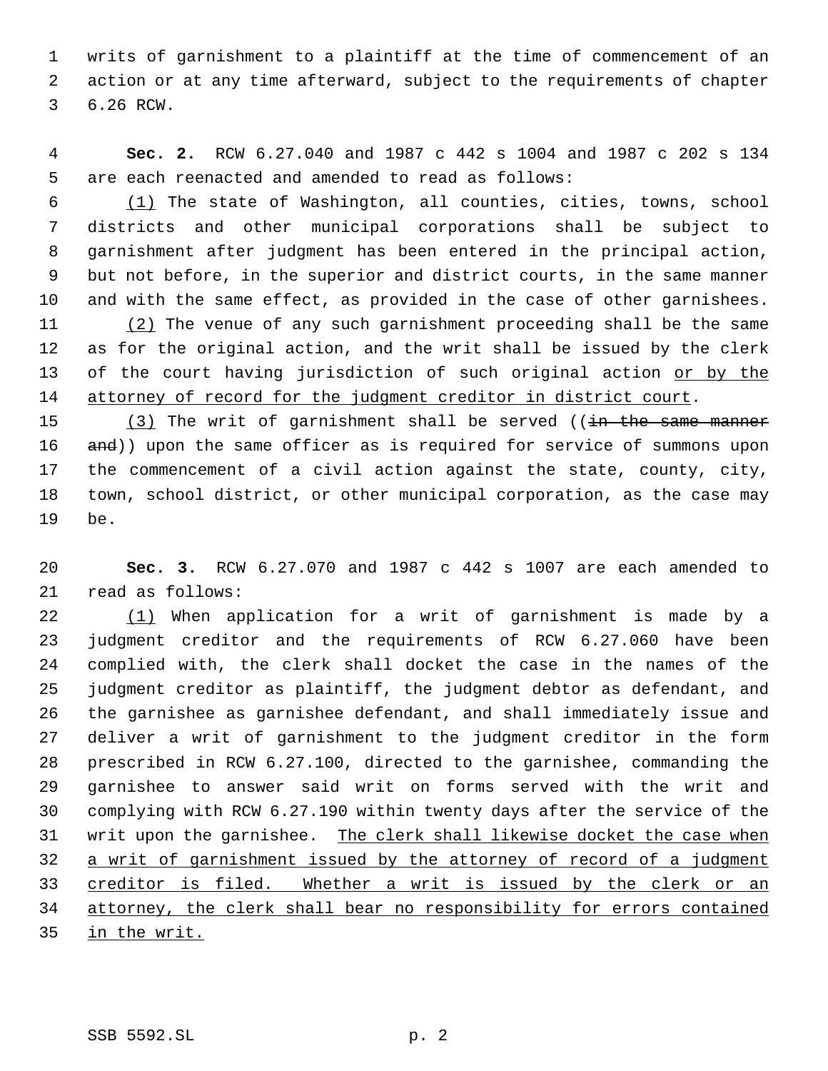writs of garnishment to a plaintiff at the time of commencement of an action or at any time afterward, subject to the requirements of chapter 6.26 RCW.

**Sec. 2.** RCW 6.27.040 and 1987 c 442 s 1004 and 1987 c 202 s 134 are each reenacted and amended to read as follows:

<u>(1)</u> The state of Washington, all counties, cities, towns, school districts and other municipal corporations shall be subject to garnishment after judgment has been entered in the principal action, but not before, in the superior and district courts, in the same manner and with the same effect, as provided in the case of other garnishees.

<u>(2)</u> The venue of any such garnishment proceeding shall be the same as for the original action, and the writ shall be issued by the clerk of the court having jurisdiction of such original action <u>or by the attorney of record for the judgment creditor in district court</u>.

<u>(3)</u> The writ of garnishment shall be served ((~~in the same manner and~~)) upon the same officer as is required for service of summons upon the commencement of a civil action against the state, county, city, town, school district, or other municipal corporation, as the case may be.

**Sec. 3.** RCW 6.27.070 and 1987 c 442 s 1007 are each amended to read as follows:

<u>(1)</u> When application for a writ of garnishment is made by a judgment creditor and the requirements of RCW 6.27.060 have been complied with, the clerk shall docket the case in the names of the judgment creditor as plaintiff, the judgment debtor as defendant, and the garnishee as garnishee defendant, and shall immediately issue and deliver a writ of garnishment to the judgment creditor in the form prescribed in RCW 6.27.100, directed to the garnishee, commanding the garnishee to answer said writ on forms served with the writ and complying with RCW 6.27.190 within twenty days after the service of the writ upon the garnishee. <u>The clerk shall likewise docket the case when a writ of garnishment issued by the attorney of record of a judgment creditor is filed. Whether a writ is issued by the clerk or an attorney, the clerk shall bear no responsibility for errors contained in the writ.</u>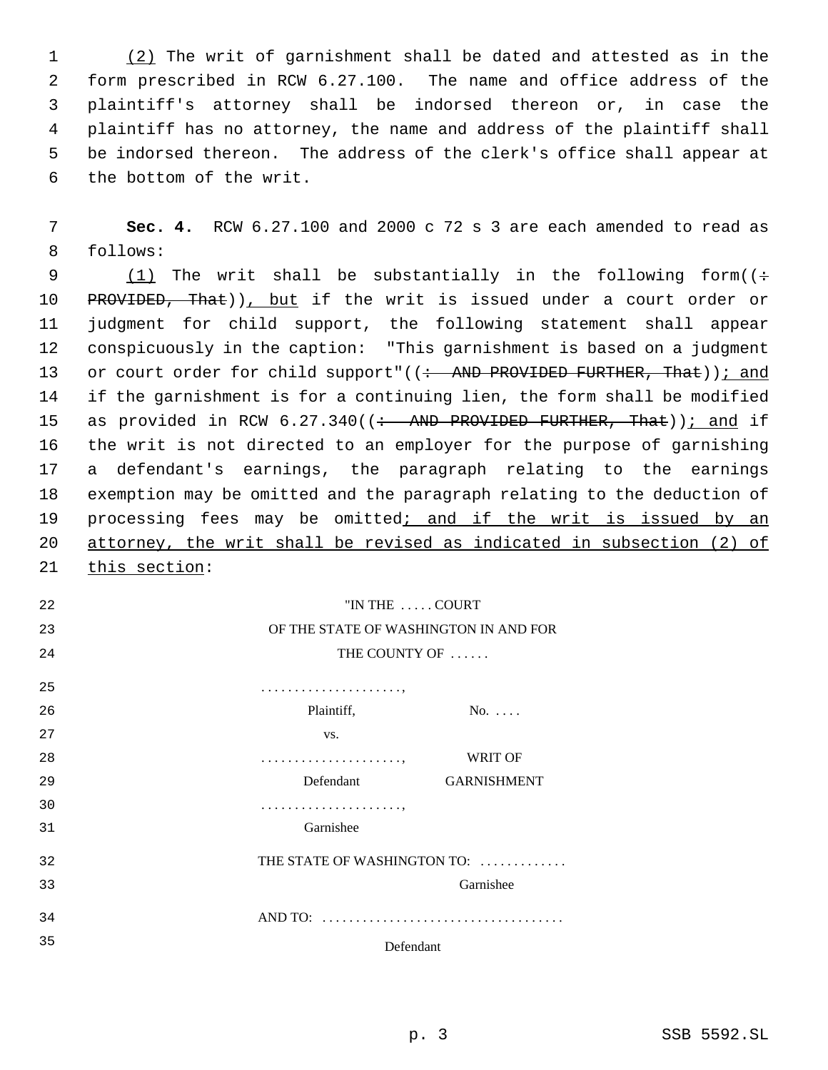(2) The writ of garnishment shall be dated and attested as in the form prescribed in RCW 6.27.100. The name and office address of the plaintiff's attorney shall be indorsed thereon or, in case the plaintiff has no attorney, the name and address of the plaintiff shall be indorsed thereon. The address of the clerk's office shall appear at the bottom of the writ.

**Sec. 4.** RCW 6.27.100 and 2000 c 72 s 3 are each amended to read as follows:

(1) The writ shall be substantially in the following form((: PROVIDED, That)), but if the writ is issued under a court order or judgment for child support, the following statement shall appear conspicuously in the caption: "This garnishment is based on a judgment or court order for child support"((: AND PROVIDED FURTHER, That)); and if the garnishment is for a continuing lien, the form shall be modified as provided in RCW 6.27.340((: AND PROVIDED FURTHER, That)); and if the writ is not directed to an employer for the purpose of garnishing a defendant's earnings, the paragraph relating to the earnings exemption may be omitted and the paragraph relating to the deduction of processing fees may be omitted; and if the writ is issued by an attorney, the writ shall be revised as indicated in subsection (2) of this section:

"IN THE . . . . . COURT
OF THE STATE OF WASHINGTON IN AND FOR
THE COUNTY OF . . . . . .

| | |
|---|---|
| . . . . . . . . . . . . . . . . . . . . ., | |
| Plaintiff, | No. . . . . |
| vs. | |
| . . . . . . . . . . . . . . . . . . . . ., | WRIT OF |
| Defendant | GARNISHMENT |
| . . . . . . . . . . . . . . . . . . . . ., | |
| Garnishee | |

THE STATE OF WASHINGTON TO: . . . . . . . . . . . . .
Garnishee

AND TO: . . . . . . . . . . . . . . . . . . . . . . . . . . . . . . . . . . .
Defendant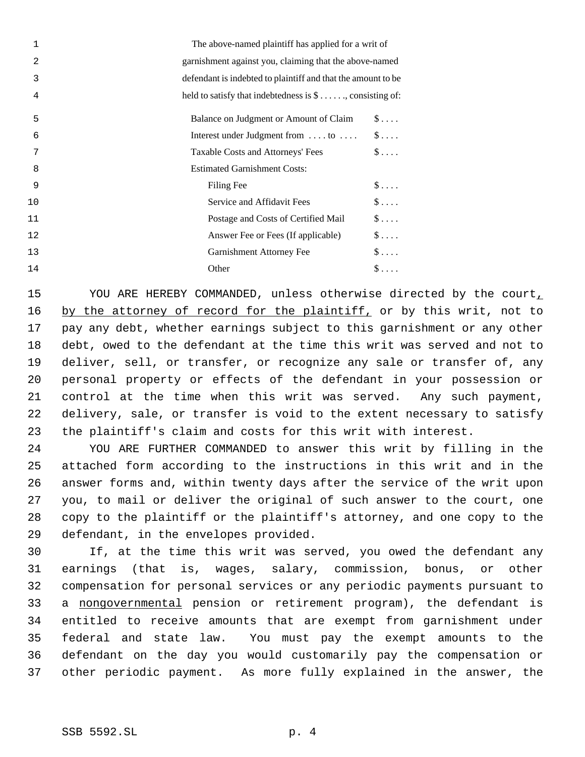The above-named plaintiff has applied for a writ of garnishment against you, claiming that the above-named defendant is indebted to plaintiff and that the amount to be held to satisfy that indebtedness is $ . . . . . ., consisting of:

| | |
|---|---|
| Balance on Judgment or Amount of Claim | $ . . . . |
| Interest under Judgment from . . . . to . . . . | $ . . . . |
| Taxable Costs and Attorneys' Fees | $ . . . . |
| Estimated Garnishment Costs: | |
| Filing Fee | $ . . . . |
| Service and Affidavit Fees | $ . . . . |
| Postage and Costs of Certified Mail | $ . . . . |
| Answer Fee or Fees (If applicable) | $ . . . . |
| Garnishment Attorney Fee | $ . . . . |
| Other | $ . . . . |

YOU ARE HEREBY COMMANDED, unless otherwise directed by the court, by the attorney of record for the plaintiff, or by this writ, not to pay any debt, whether earnings subject to this garnishment or any other debt, owed to the defendant at the time this writ was served and not to deliver, sell, or transfer, or recognize any sale or transfer of, any personal property or effects of the defendant in your possession or control at the time when this writ was served. Any such payment, delivery, sale, or transfer is void to the extent necessary to satisfy the plaintiff's claim and costs for this writ with interest.

YOU ARE FURTHER COMMANDED to answer this writ by filling in the attached form according to the instructions in this writ and in the answer forms and, within twenty days after the service of the writ upon you, to mail or deliver the original of such answer to the court, one copy to the plaintiff or the plaintiff's attorney, and one copy to the defendant, in the envelopes provided.

If, at the time this writ was served, you owed the defendant any earnings (that is, wages, salary, commission, bonus, or other compensation for personal services or any periodic payments pursuant to a nongovernmental pension or retirement program), the defendant is entitled to receive amounts that are exempt from garnishment under federal and state law. You must pay the exempt amounts to the defendant on the day you would customarily pay the compensation or other periodic payment. As more fully explained in the answer, the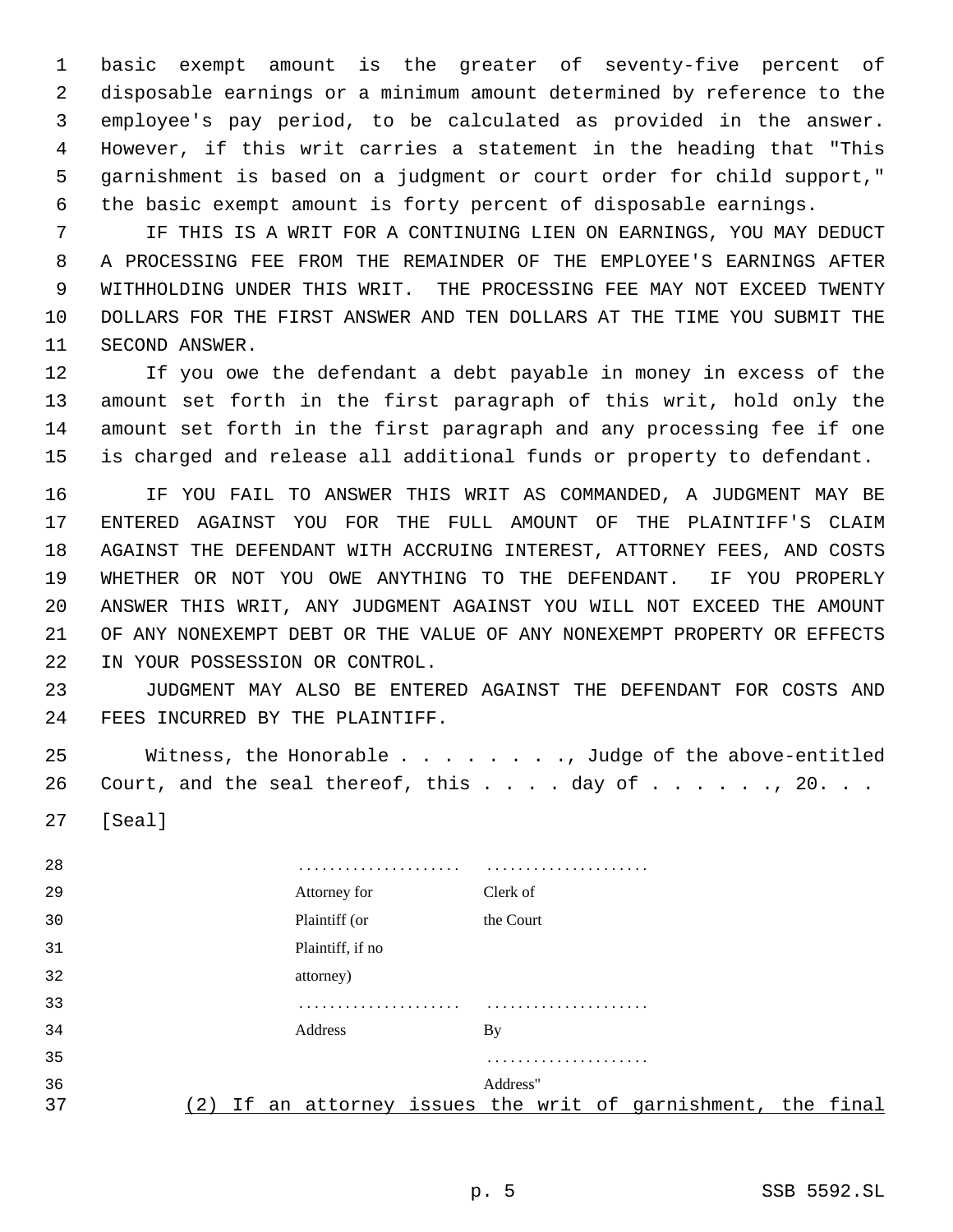basic exempt amount is the greater of seventy-five percent of disposable earnings or a minimum amount determined by reference to the employee's pay period, to be calculated as provided in the answer. However, if this writ carries a statement in the heading that "This garnishment is based on a judgment or court order for child support," the basic exempt amount is forty percent of disposable earnings.

IF THIS IS A WRIT FOR A CONTINUING LIEN ON EARNINGS, YOU MAY DEDUCT A PROCESSING FEE FROM THE REMAINDER OF THE EMPLOYEE'S EARNINGS AFTER WITHHOLDING UNDER THIS WRIT. THE PROCESSING FEE MAY NOT EXCEED TWENTY DOLLARS FOR THE FIRST ANSWER AND TEN DOLLARS AT THE TIME YOU SUBMIT THE SECOND ANSWER.

If you owe the defendant a debt payable in money in excess of the amount set forth in the first paragraph of this writ, hold only the amount set forth in the first paragraph and any processing fee if one is charged and release all additional funds or property to defendant.

IF YOU FAIL TO ANSWER THIS WRIT AS COMMANDED, A JUDGMENT MAY BE ENTERED AGAINST YOU FOR THE FULL AMOUNT OF THE PLAINTIFF'S CLAIM AGAINST THE DEFENDANT WITH ACCRUING INTEREST, ATTORNEY FEES, AND COSTS WHETHER OR NOT YOU OWE ANYTHING TO THE DEFENDANT. IF YOU PROPERLY ANSWER THIS WRIT, ANY JUDGMENT AGAINST YOU WILL NOT EXCEED THE AMOUNT OF ANY NONEXEMPT DEBT OR THE VALUE OF ANY NONEXEMPT PROPERTY OR EFFECTS IN YOUR POSSESSION OR CONTROL.

JUDGMENT MAY ALSO BE ENTERED AGAINST THE DEFENDANT FOR COSTS AND FEES INCURRED BY THE PLAINTIFF.

Witness, the Honorable . . . . . . . . ., Judge of the above-entitled Court, and the seal thereof, this . . . . day of . . . . . . ., 20. . .

[Seal]

| ..................... | ..................... |
|---|---|
| Attorney for Plaintiff (or Plaintiff, if no attorney) | Clerk of the Court |
| ..................... | ..................... |
| Address | By |
| | ..................... |
| | Address" |

(2) If an attorney issues the writ of garnishment, the final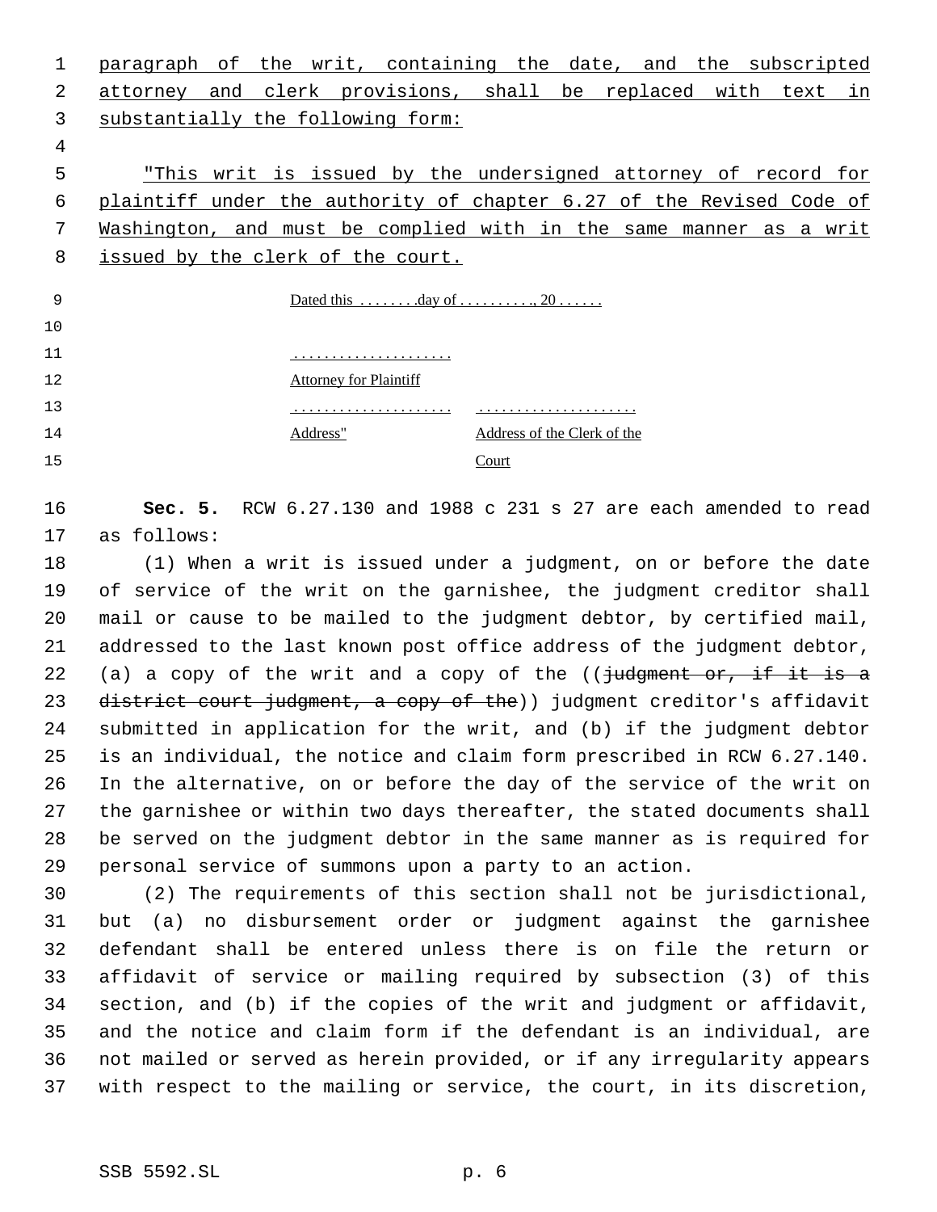paragraph of the writ, containing the date, and the subscripted attorney and clerk provisions, shall be replaced with text in substantially the following form:

"This writ is issued by the undersigned attorney of record for plaintiff under the authority of chapter 6.27 of the Revised Code of Washington, and must be complied with in the same manner as a writ issued by the clerk of the court.

Dated this . . . . . . . .day of . . . . . . . . . ., 20 . . . . . .

. . . . . . . . . . . . . . . . . . . . .
Attorney for Plaintiff

| . . . . . . . . . . . . . . . . . . . . . | . . . . . . . . . . . . . . . . . . . . . |
|---|---|
| Address" | Address of the Clerk of the Court |

**Sec. 5.** RCW 6.27.130 and 1988 c 231 s 27 are each amended to read as follows:

(1) When a writ is issued under a judgment, on or before the date of service of the writ on the garnishee, the judgment creditor shall mail or cause to be mailed to the judgment debtor, by certified mail, addressed to the last known post office address of the judgment debtor, (a) a copy of the writ and a copy of the ((~~judgment or, if it is a district court judgment, a copy of the~~)) judgment creditor's affidavit submitted in application for the writ, and (b) if the judgment debtor is an individual, the notice and claim form prescribed in RCW 6.27.140. In the alternative, on or before the day of the service of the writ on the garnishee or within two days thereafter, the stated documents shall be served on the judgment debtor in the same manner as is required for personal service of summons upon a party to an action.

(2) The requirements of this section shall not be jurisdictional, but (a) no disbursement order or judgment against the garnishee defendant shall be entered unless there is on file the return or affidavit of service or mailing required by subsection (3) of this section, and (b) if the copies of the writ and judgment or affidavit, and the notice and claim form if the defendant is an individual, are not mailed or served as herein provided, or if any irregularity appears with respect to the mailing or service, the court, in its discretion,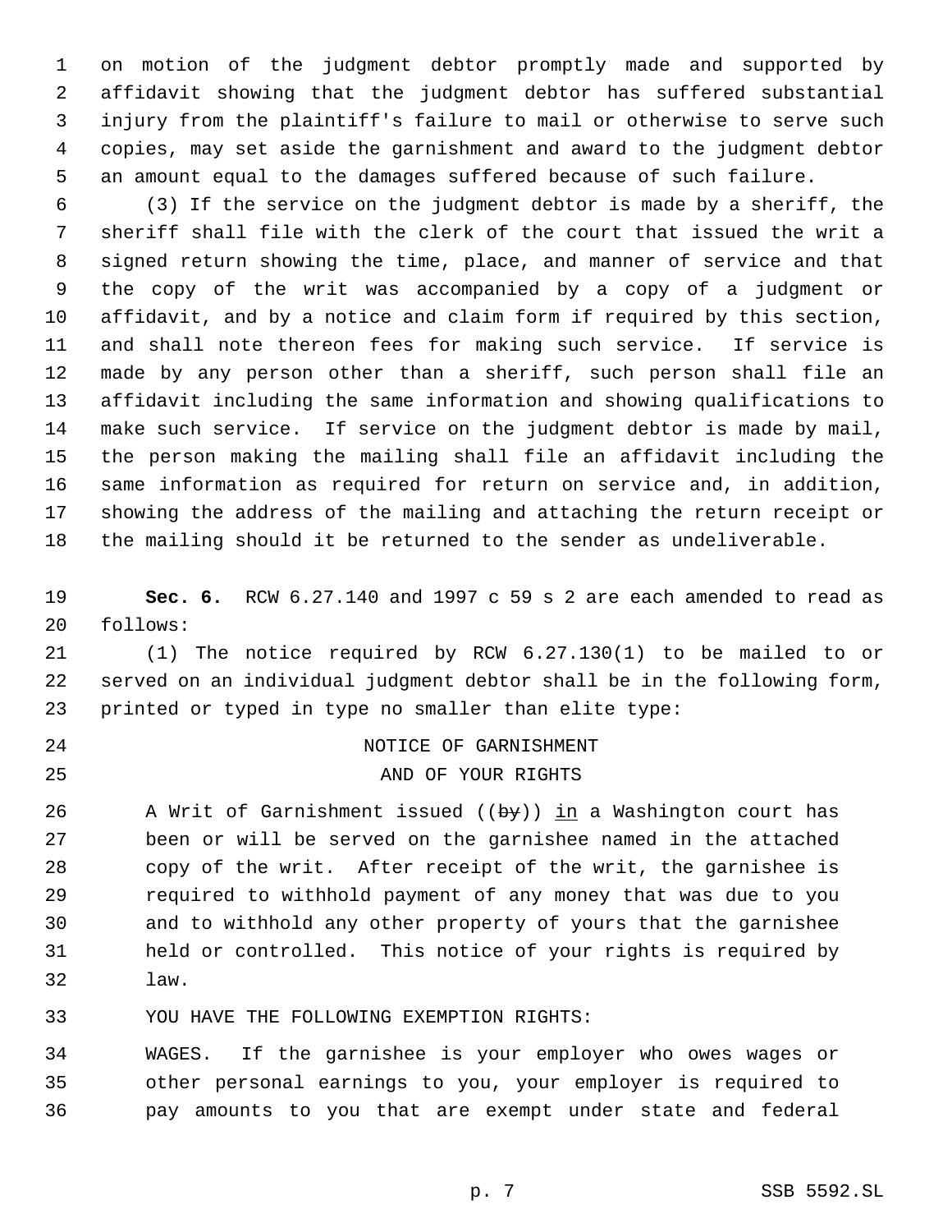on motion of the judgment debtor promptly made and supported by affidavit showing that the judgment debtor has suffered substantial injury from the plaintiff's failure to mail or otherwise to serve such copies, may set aside the garnishment and award to the judgment debtor an amount equal to the damages suffered because of such failure.

(3) If the service on the judgment debtor is made by a sheriff, the sheriff shall file with the clerk of the court that issued the writ a signed return showing the time, place, and manner of service and that the copy of the writ was accompanied by a copy of a judgment or affidavit, and by a notice and claim form if required by this section, and shall note thereon fees for making such service. If service is made by any person other than a sheriff, such person shall file an affidavit including the same information and showing qualifications to make such service. If service on the judgment debtor is made by mail, the person making the mailing shall file an affidavit including the same information as required for return on service and, in addition, showing the address of the mailing and attaching the return receipt or the mailing should it be returned to the sender as undeliverable.

**Sec. 6.** RCW 6.27.140 and 1997 c 59 s 2 are each amended to read as follows:

(1) The notice required by RCW 6.27.130(1) to be mailed to or served on an individual judgment debtor shall be in the following form, printed or typed in type no smaller than elite type:

NOTICE OF GARNISHMENT
AND OF YOUR RIGHTS

A Writ of Garnishment issued ((~~by~~)) in a Washington court has been or will be served on the garnishee named in the attached copy of the writ. After receipt of the writ, the garnishee is required to withhold payment of any money that was due to you and to withhold any other property of yours that the garnishee held or controlled. This notice of your rights is required by law.

YOU HAVE THE FOLLOWING EXEMPTION RIGHTS:

WAGES. If the garnishee is your employer who owes wages or other personal earnings to you, your employer is required to pay amounts to you that are exempt under state and federal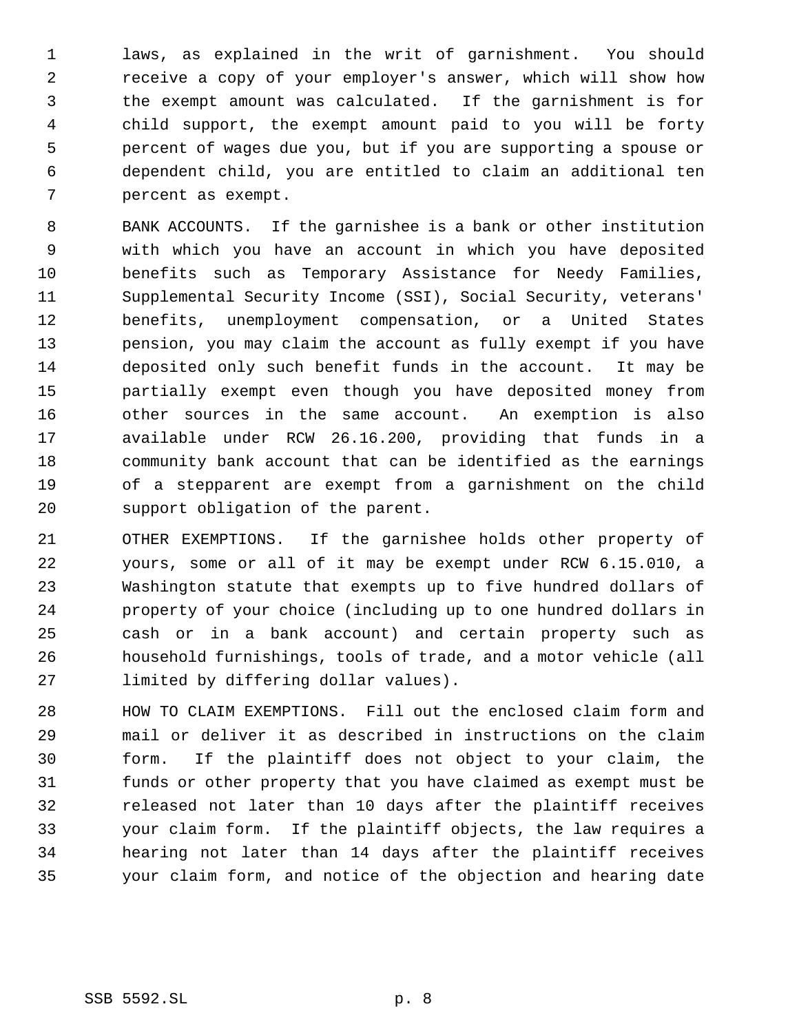laws, as explained in the writ of garnishment. You should receive a copy of your employer's answer, which will show how the exempt amount was calculated. If the garnishment is for child support, the exempt amount paid to you will be forty percent of wages due you, but if you are supporting a spouse or dependent child, you are entitled to claim an additional ten percent as exempt.

BANK ACCOUNTS. If the garnishee is a bank or other institution with which you have an account in which you have deposited benefits such as Temporary Assistance for Needy Families, Supplemental Security Income (SSI), Social Security, veterans' benefits, unemployment compensation, or a United States pension, you may claim the account as fully exempt if you have deposited only such benefit funds in the account. It may be partially exempt even though you have deposited money from other sources in the same account. An exemption is also available under RCW 26.16.200, providing that funds in a community bank account that can be identified as the earnings of a stepparent are exempt from a garnishment on the child support obligation of the parent.

OTHER EXEMPTIONS. If the garnishee holds other property of yours, some or all of it may be exempt under RCW 6.15.010, a Washington statute that exempts up to five hundred dollars of property of your choice (including up to one hundred dollars in cash or in a bank account) and certain property such as household furnishings, tools of trade, and a motor vehicle (all limited by differing dollar values).

HOW TO CLAIM EXEMPTIONS. Fill out the enclosed claim form and mail or deliver it as described in instructions on the claim form. If the plaintiff does not object to your claim, the funds or other property that you have claimed as exempt must be released not later than 10 days after the plaintiff receives your claim form. If the plaintiff objects, the law requires a hearing not later than 14 days after the plaintiff receives your claim form, and notice of the objection and hearing date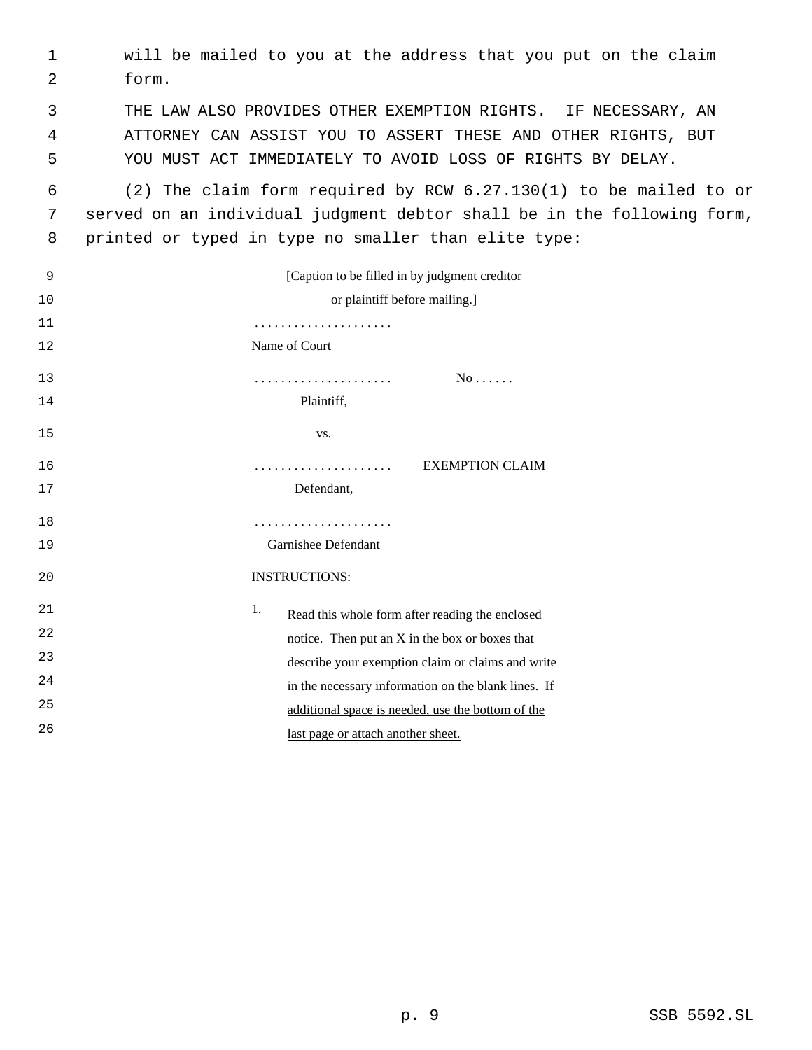will be mailed to you at the address that you put on the claim form.

THE LAW ALSO PROVIDES OTHER EXEMPTION RIGHTS. IF NECESSARY, AN ATTORNEY CAN ASSIST YOU TO ASSERT THESE AND OTHER RIGHTS, BUT YOU MUST ACT IMMEDIATELY TO AVOID LOSS OF RIGHTS BY DELAY.

(2) The claim form required by RCW 6.27.130(1) to be mailed to or served on an individual judgment debtor shall be in the following form, printed or typed in type no smaller than elite type:

[Caption to be filled in by judgment creditor or plaintiff before mailing.]

. . . . . . . . . . . . . . . . . . . . .
Name of Court

. . . . . . . . . . . . . . . . . . . . . No . . . . . .
Plaintiff,

vs.

. . . . . . . . . . . . . . . . . . . . . EXEMPTION CLAIM
Defendant,

. . . . . . . . . . . . . . . . . . . . .
Garnishee Defendant

INSTRUCTIONS:

1. Read this whole form after reading the enclosed notice. Then put an X in the box or boxes that describe your exemption claim or claims and write in the necessary information on the blank lines. <u>If additional space is needed, use the bottom of the last page or attach another sheet.</u>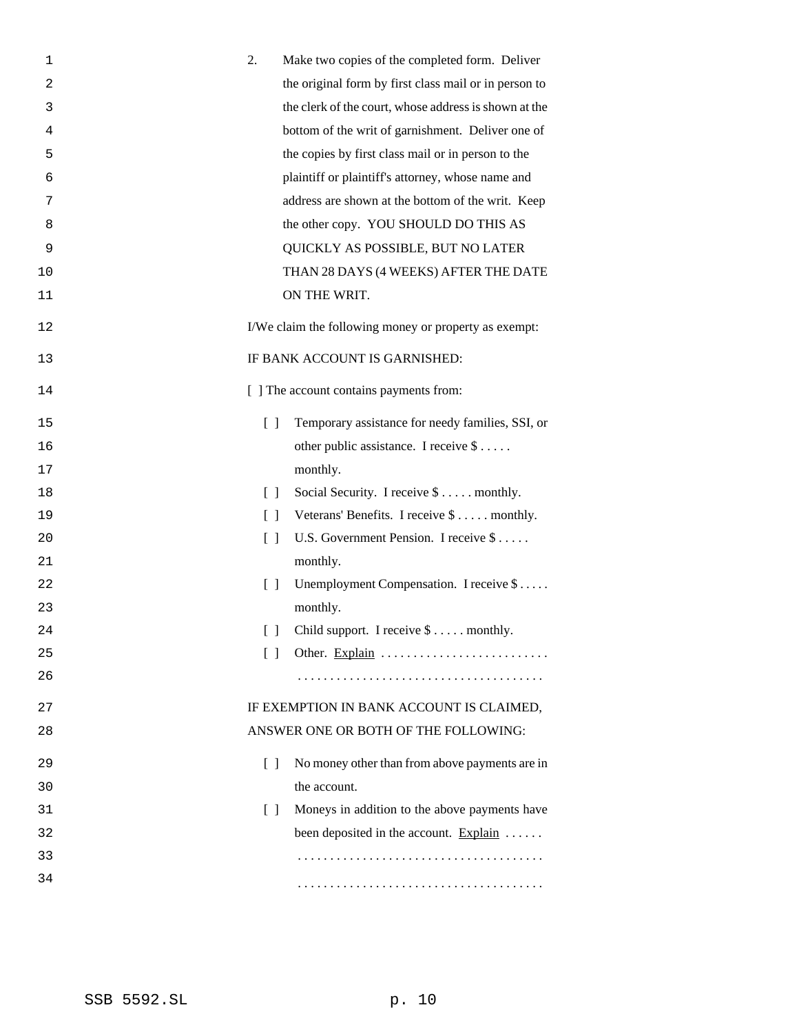2. Make two copies of the completed form. Deliver the original form by first class mail or in person to the clerk of the court, whose address is shown at the bottom of the writ of garnishment. Deliver one of the copies by first class mail or in person to the plaintiff or plaintiff's attorney, whose name and address are shown at the bottom of the writ. Keep the other copy. YOU SHOULD DO THIS AS QUICKLY AS POSSIBLE, BUT NO LATER THAN 28 DAYS (4 WEEKS) AFTER THE DATE ON THE WRIT.

I/We claim the following money or property as exempt:

IF BANK ACCOUNT IS GARNISHED:

[ ] The account contains payments from:

- [ ] Temporary assistance for needy families, SSI, or other public assistance. I receive $ . . . . . monthly.
- [ ] Social Security. I receive $ . . . . . monthly.
- [ ] Veterans' Benefits. I receive $ . . . . . monthly.
- [ ] U.S. Government Pension. I receive $ . . . . . monthly.
- [ ] Unemployment Compensation. I receive $ . . . . . monthly.
- [ ] Child support. I receive $ . . . . . monthly.
- [ ] Other. <u>Explain</u> . . . . . . . . . . . . . . . . . . . . . . . . . .
  . . . . . . . . . . . . . . . . . . . . . . . . . . . . . . . . . . . . . .

IF EXEMPTION IN BANK ACCOUNT IS CLAIMED, ANSWER ONE OR BOTH OF THE FOLLOWING:

- [ ] No money other than from above payments are in the account.
- [ ] Moneys in addition to the above payments have been deposited in the account. <u>Explain</u> . . . . . .
  . . . . . . . . . . . . . . . . . . . . . . . . . . . . . . . . . . . . . .
  . . . . . . . . . . . . . . . . . . . . . . . . . . . . . . . . . . . . . .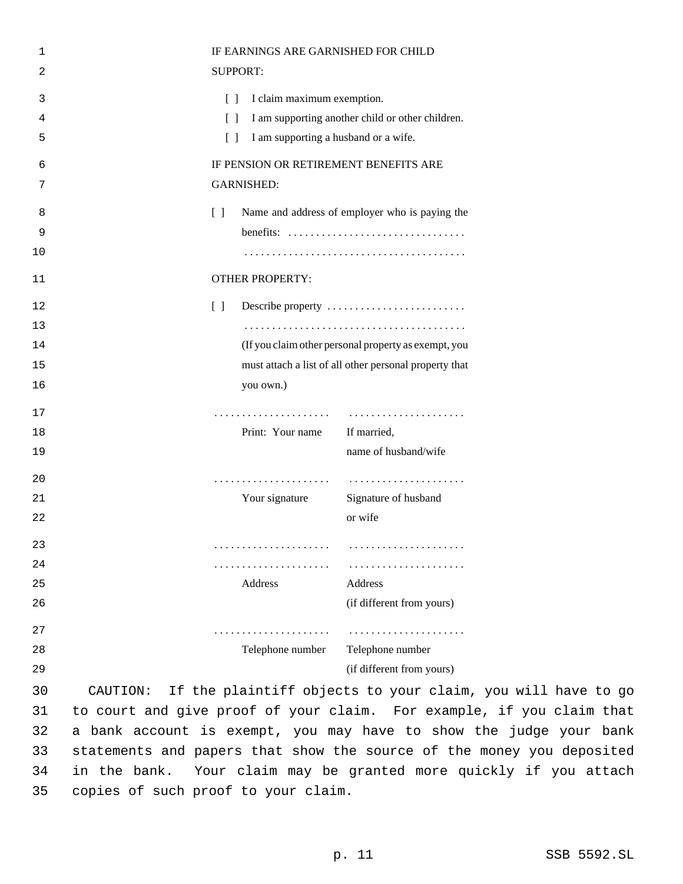IF EARNINGS ARE GARNISHED FOR CHILD SUPPORT:

[ ] I claim maximum exemption.

[ ] I am supporting another child or other children.

[ ] I am supporting a husband or a wife.

IF PENSION OR RETIREMENT BENEFITS ARE GARNISHED:

[ ] Name and address of employer who is paying the benefits: . . . . . . . . . . . . . . . . . . . . . . . . . . . . . . .
. . . . . . . . . . . . . . . . . . . . . . . . . . . . . . . . . . . . . .

OTHER PROPERTY:

[ ] Describe property . . . . . . . . . . . . . . . . . . . . . . . . .
. . . . . . . . . . . . . . . . . . . . . . . . . . . . . . . . . . . . . .
(If you claim other personal property as exempt, you must attach a list of all other personal property that you own.)

| . . . . . . . . . . . . . . . . . . . . . | . . . . . . . . . . . . . . . . . . . . . |
|---|---|
| Print: Your name | If married, name of husband/wife |
| . . . . . . . . . . . . . . . . . . . . . | . . . . . . . . . . . . . . . . . . . . . |
| Your signature | Signature of husband or wife |
| . . . . . . . . . . . . . . . . . . . . . | . . . . . . . . . . . . . . . . . . . . . |
| . . . . . . . . . . . . . . . . . . . . . | . . . . . . . . . . . . . . . . . . . . . |
| Address | Address (if different from yours) |
| . . . . . . . . . . . . . . . . . . . . . | . . . . . . . . . . . . . . . . . . . . . |
| Telephone number | Telephone number (if different from yours) |

CAUTION: If the plaintiff objects to your claim, you will have to go to court and give proof of your claim. For example, if you claim that a bank account is exempt, you may have to show the judge your bank statements and papers that show the source of the money you deposited in the bank. Your claim may be granted more quickly if you attach copies of such proof to your claim.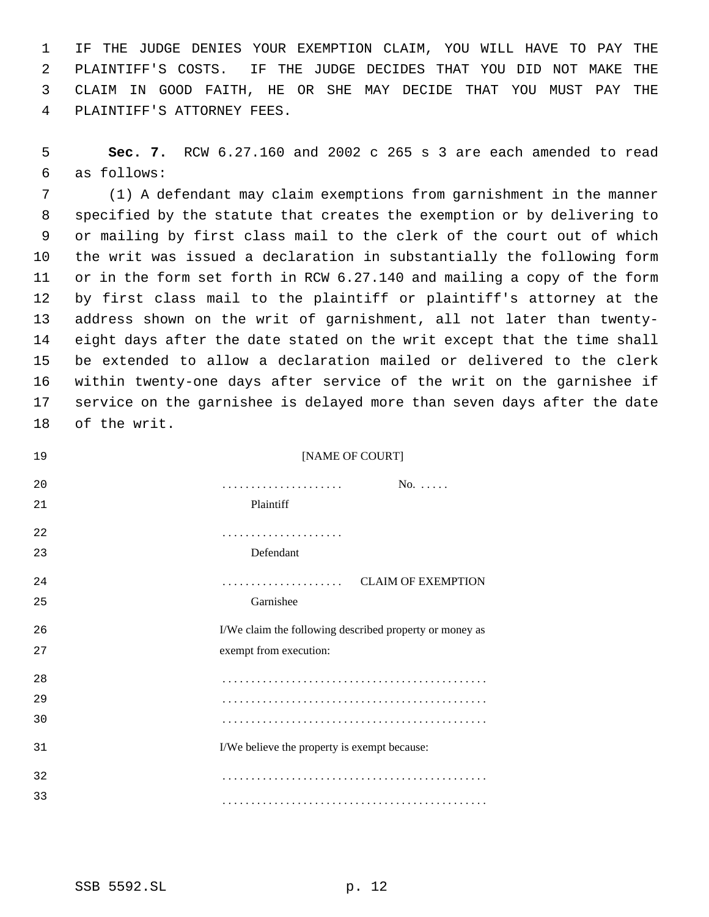IF THE JUDGE DENIES YOUR EXEMPTION CLAIM, YOU WILL HAVE TO PAY THE PLAINTIFF'S COSTS. IF THE JUDGE DECIDES THAT YOU DID NOT MAKE THE CLAIM IN GOOD FAITH, HE OR SHE MAY DECIDE THAT YOU MUST PAY THE PLAINTIFF'S ATTORNEY FEES.

**Sec. 7.** RCW 6.27.160 and 2002 c 265 s 3 are each amended to read as follows:

(1) A defendant may claim exemptions from garnishment in the manner specified by the statute that creates the exemption or by delivering to or mailing by first class mail to the clerk of the court out of which the writ was issued a declaration in substantially the following form or in the form set forth in RCW 6.27.140 and mailing a copy of the form by first class mail to the plaintiff or plaintiff's attorney at the address shown on the writ of garnishment, all not later than twenty-eight days after the date stated on the writ except that the time shall be extended to allow a declaration mailed or delivered to the clerk within twenty-one days after service of the writ on the garnishee if service on the garnishee is delayed more than seven days after the date of the writ.

[NAME OF COURT]

. . . . . . . . . . . . . . . . . . . . No. . . . . .
Plaintiff

. . . . . . . . . . . . . . . . . . . .
Defendant

. . . . . . . . . . . . . . . . . . . . CLAIM OF EXEMPTION
Garnishee

I/We claim the following described property or money as exempt from execution:

. . . . . . . . . . . . . . . . . . . . . . . . . . . . . . . . . . . . . . . . . . . .
. . . . . . . . . . . . . . . . . . . . . . . . . . . . . . . . . . . . . . . . . . . .
. . . . . . . . . . . . . . . . . . . . . . . . . . . . . . . . . . . . . . . . . . . .

I/We believe the property is exempt because:

. . . . . . . . . . . . . . . . . . . . . . . . . . . . . . . . . . . . . . . . . . . .
. . . . . . . . . . . . . . . . . . . . . . . . . . . . . . . . . . . . . . . . . . . .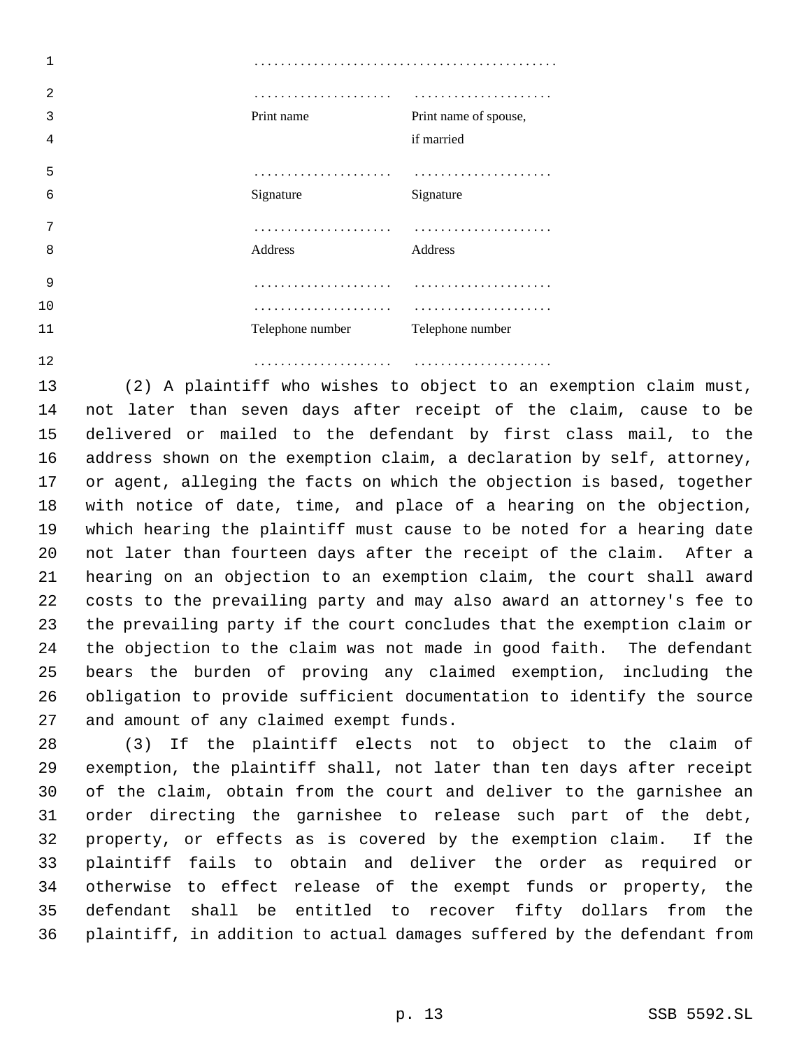. . . . . . . . . . . . . . . . . . . . . . . . . . . . . . . . . . . . . . . . . . . . .

| | |
|---|---|
| . . . . . . . . . . . . . . . . . . . . . | . . . . . . . . . . . . . . . . . . . . . |
| Print name | Print name of spouse, if married |
| . . . . . . . . . . . . . . . . . . . . . | . . . . . . . . . . . . . . . . . . . . . |
| Signature | Signature |
| . . . . . . . . . . . . . . . . . . . . . | . . . . . . . . . . . . . . . . . . . . . |
| Address | Address |
| . . . . . . . . . . . . . . . . . . . . . | . . . . . . . . . . . . . . . . . . . . . |
| . . . . . . . . . . . . . . . . . . . . . | . . . . . . . . . . . . . . . . . . . . . |
| Telephone number | Telephone number |
| . . . . . . . . . . . . . . . . . . . . . | . . . . . . . . . . . . . . . . . . . . . |

(2) A plaintiff who wishes to object to an exemption claim must, not later than seven days after receipt of the claim, cause to be delivered or mailed to the defendant by first class mail, to the address shown on the exemption claim, a declaration by self, attorney, or agent, alleging the facts on which the objection is based, together with notice of date, time, and place of a hearing on the objection, which hearing the plaintiff must cause to be noted for a hearing date not later than fourteen days after the receipt of the claim. After a hearing on an objection to an exemption claim, the court shall award costs to the prevailing party and may also award an attorney's fee to the prevailing party if the court concludes that the exemption claim or the objection to the claim was not made in good faith. The defendant bears the burden of proving any claimed exemption, including the obligation to provide sufficient documentation to identify the source and amount of any claimed exempt funds.

(3) If the plaintiff elects not to object to the claim of exemption, the plaintiff shall, not later than ten days after receipt of the claim, obtain from the court and deliver to the garnishee an order directing the garnishee to release such part of the debt, property, or effects as is covered by the exemption claim. If the plaintiff fails to obtain and deliver the order as required or otherwise to effect release of the exempt funds or property, the defendant shall be entitled to recover fifty dollars from the plaintiff, in addition to actual damages suffered by the defendant from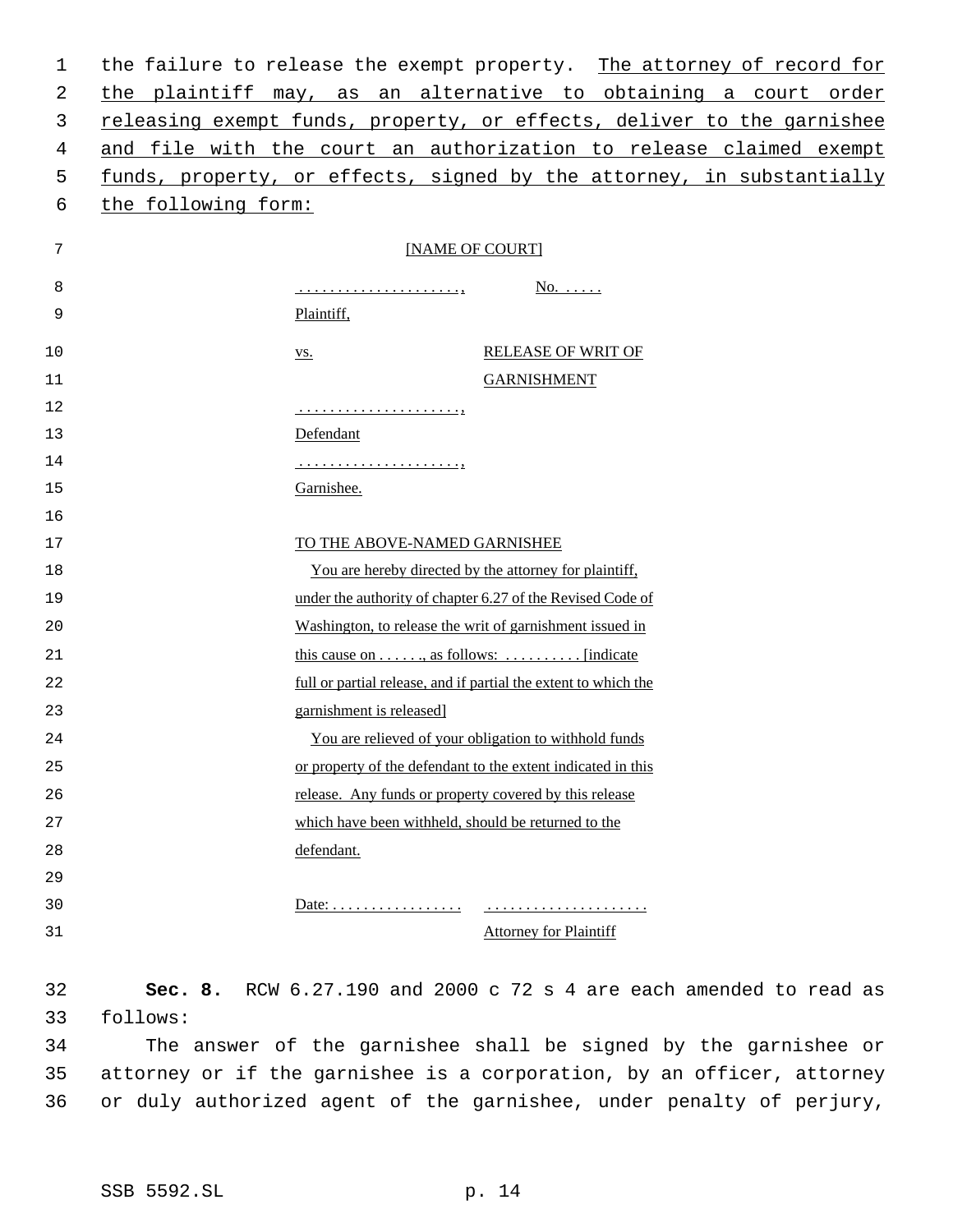the failure to release the exempt property. The attorney of record for the plaintiff may, as an alternative to obtaining a court order releasing exempt funds, property, or effects, deliver to the garnishee and file with the court an authorization to release claimed exempt funds, property, or effects, signed by the attorney, in substantially the following form:

[NAME OF COURT]

| | |
|---|---|
| . . . . . . . . . . . . . . . . . . . . ., Plaintiff, | No. . . . . . |
| vs. | RELEASE OF WRIT OF GARNISHMENT |
| . . . . . . . . . . . . . . . . . . . . ., Defendant | |
| . . . . . . . . . . . . . . . . . . . . ., Garnishee. | |

TO THE ABOVE-NAMED GARNISHEE

You are hereby directed by the attorney for plaintiff, under the authority of chapter 6.27 of the Revised Code of Washington, to release the writ of garnishment issued in this cause on . . . . . ., as follows: . . . . . . . . . . [indicate full or partial release, and if partial the extent to which the garnishment is released]

You are relieved of your obligation to withhold funds or property of the defendant to the extent indicated in this release. Any funds or property covered by this release which have been withheld, should be returned to the defendant.

Date: . . . . . . . . . . . . . . . . . &nbsp;&nbsp;&nbsp;&nbsp; . . . . . . . . . . . . . . . . . . . . .
Attorney for Plaintiff

**Sec. 8.** RCW 6.27.190 and 2000 c 72 s 4 are each amended to read as follows:

The answer of the garnishee shall be signed by the garnishee or attorney or if the garnishee is a corporation, by an officer, attorney or duly authorized agent of the garnishee, under penalty of perjury,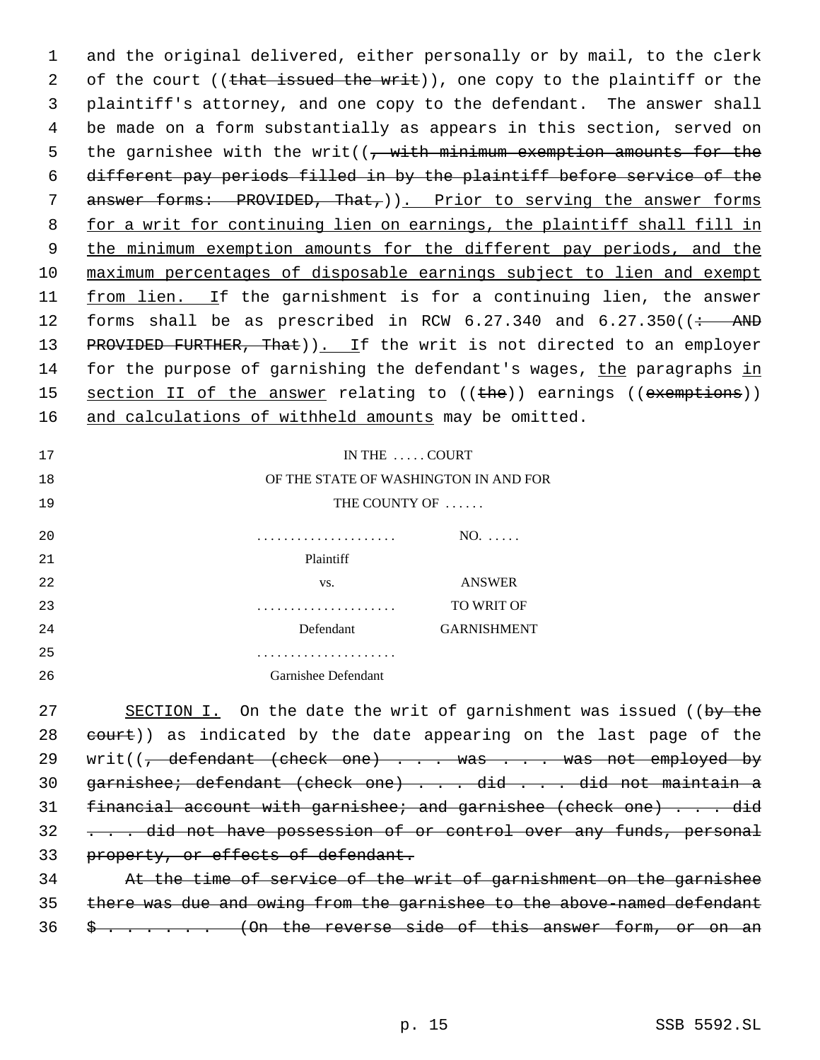and the original delivered, either personally or by mail, to the clerk of the court ((~~that issued the writ~~)), one copy to the plaintiff or the plaintiff's attorney, and one copy to the defendant. The answer shall be made on a form substantially as appears in this section, served on the garnishee with the writ((~~, with minimum exemption amounts for the different pay periods filled in by the plaintiff before service of the answer forms: PROVIDED, That,~~))<u>. Prior to serving the answer forms for a writ for continuing lien on earnings, the plaintiff shall fill in the minimum exemption amounts for the different pay periods, and the maximum percentages of disposable earnings subject to lien and exempt from lien. I</u>f the garnishment is for a continuing lien, the answer forms shall be as prescribed in RCW 6.27.340 and 6.27.350((~~: AND PROVIDED FURTHER, That~~))<u>. I</u>f the writ is not directed to an employer for the purpose of garnishing the defendant's wages, <u>the</u> paragraphs <u>in section II of the answer</u> relating to ((~~the~~)) earnings ((~~exemptions~~)) <u>and calculations of withheld amounts</u> may be omitted.

IN THE . . . . . COURT
OF THE STATE OF WASHINGTON IN AND FOR
THE COUNTY OF . . . . . .

| | |
|---|---|
| . . . . . . . . . . . . . . . . . . . . . | NO. . . . . . |
| Plaintiff | |
| vs. | ANSWER |
| . . . . . . . . . . . . . . . . . . . . . | TO WRIT OF |
| Defendant | GARNISHMENT |
| . . . . . . . . . . . . . . . . . . . . . | |
| Garnishee Defendant | |

<u>SECTION I.</u> On the date the writ of garnishment was issued ((~~by the court~~)) as indicated by the date appearing on the last page of the writ((~~, defendant (check one) . . . was . . . was not employed by garnishee; defendant (check one) . . . did . . . did not maintain a financial account with garnishee; and garnishee (check one) . . . did . . . did not have possession of or control over any funds, personal property, or effects of defendant.~~

~~At the time of service of the writ of garnishment on the garnishee there was due and owing from the garnishee to the above-named defendant $ . . . . . . . (On the reverse side of this answer form, or on an~~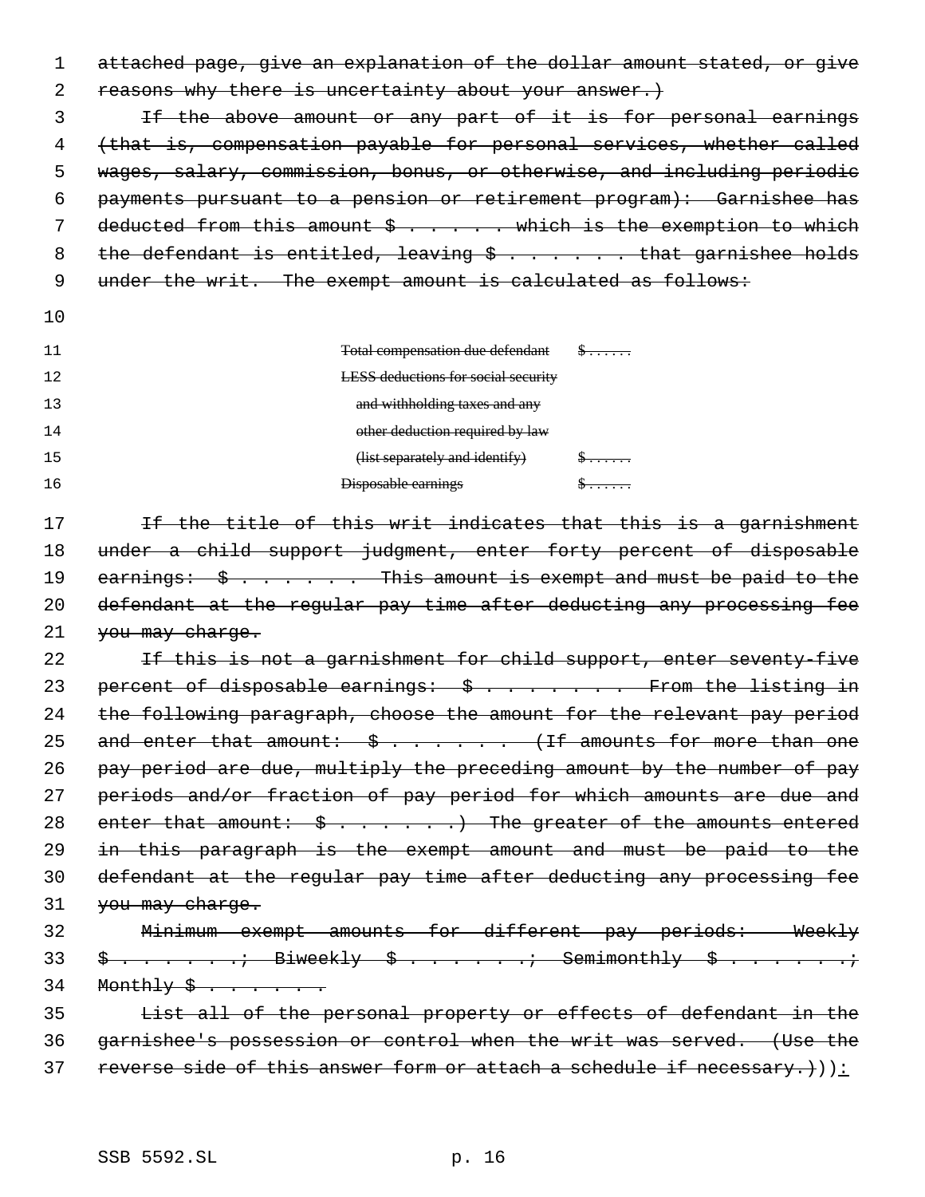~~attached page, give an explanation of the dollar amount stated, or give reasons why there is uncertainty about your answer.)~~

~~If the above amount or any part of it is for personal earnings (that is, compensation payable for personal services, whether called wages, salary, commission, bonus, or otherwise, and including periodic payments pursuant to a pension or retirement program): Garnishee has deducted from this amount $ . . . . . . which is the exemption to which the defendant is entitled, leaving $ . . . . . . . that garnishee holds under the writ. The exempt amount is calculated as follows:~~

| | |
|---|---|
| ~~Total compensation due defendant~~ | ~~$ . . . . . .~~ |
| ~~LESS deductions for social security and withholding taxes and any other deduction required by law (list separately and identify)~~ | ~~$ . . . . . .~~ |
| ~~Disposable earnings~~ | ~~$ . . . . . .~~ |

~~If the title of this writ indicates that this is a garnishment under a child support judgment, enter forty percent of disposable earnings: $ . . . . . . . This amount is exempt and must be paid to the defendant at the regular pay time after deducting any processing fee you may charge.~~

~~If this is not a garnishment for child support, enter seventy-five percent of disposable earnings: $ . . . . . . . . From the listing in the following paragraph, choose the amount for the relevant pay period and enter that amount: $ . . . . . . . (If amounts for more than one pay period are due, multiply the preceding amount by the number of pay periods and/or fraction of pay period for which amounts are due and enter that amount: $ . . . . . . .) The greater of the amounts entered in this paragraph is the exempt amount and must be paid to the defendant at the regular pay time after deducting any processing fee you may charge.~~

~~Minimum exempt amounts for different pay periods: Weekly $ . . . . . . .; Biweekly $ . . . . . . .; Semimonthly $ . . . . . . .; Monthly $ . . . . . . .~~

~~List all of the personal property or effects of defendant in the garnishee's possession or control when the writ was served. (Use the reverse side of this answer form or attach a schedule if necessary.)~~)):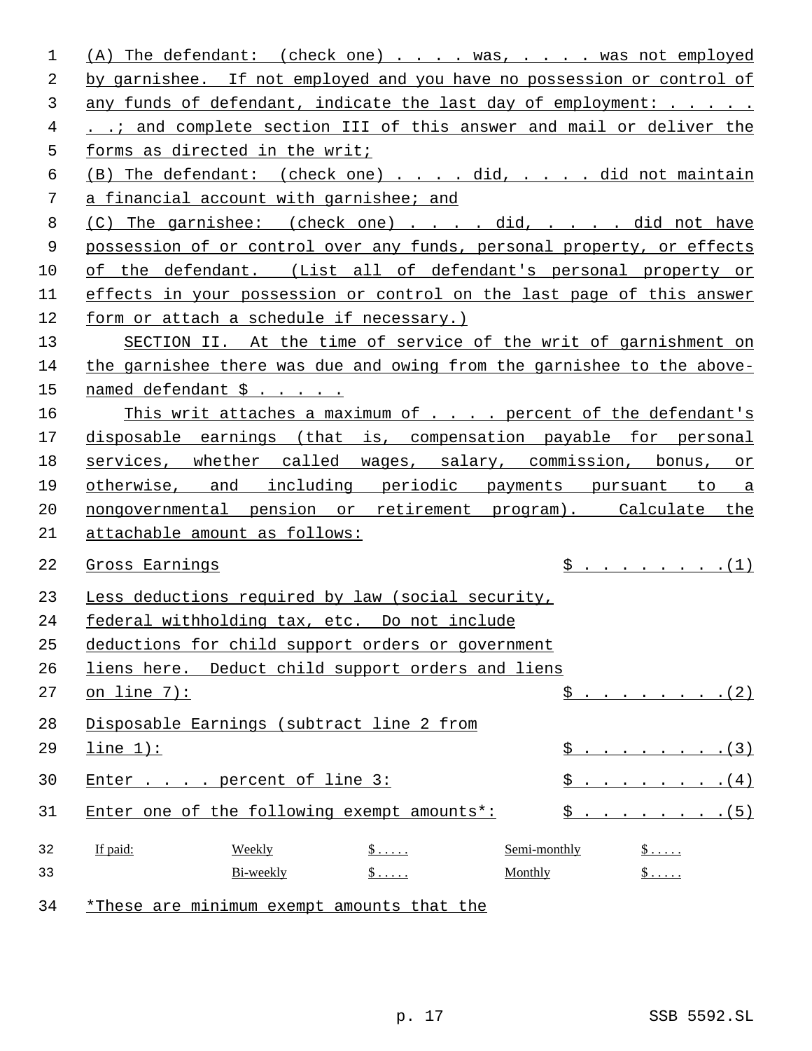(A) The defendant: (check one) . . . . was, . . . . was not employed by garnishee. If not employed and you have no possession or control of any funds of defendant, indicate the last day of employment: . . . . . . .; and complete section III of this answer and mail or deliver the forms as directed in the writ;

(B) The defendant: (check one) . . . . did, . . . . did not maintain a financial account with garnishee; and

(C) The garnishee: (check one) . . . . did, . . . . did not have possession of or control over any funds, personal property, or effects of the defendant. (List all of defendant's personal property or effects in your possession or control on the last page of this answer form or attach a schedule if necessary.)

SECTION II. At the time of service of the writ of garnishment on the garnishee there was due and owing from the garnishee to the above-named defendant $ . . . . .

This writ attaches a maximum of . . . . percent of the defendant's disposable earnings (that is, compensation payable for personal services, whether called wages, salary, commission, bonus, or otherwise, and including periodic payments pursuant to a nongovernmental pension or retirement program). Calculate the attachable amount as follows:

| | |
|---|---|
| Gross Earnings | $ . . . . . . . . .(1) |
| Less deductions required by law (social security, federal withholding tax, etc. Do not include deductions for child support orders or government liens here. Deduct child support orders and liens on line 7): | $ . . . . . . . . .(2) |
| Disposable Earnings (subtract line 2 from line 1): | $ . . . . . . . . .(3) |
| Enter . . . . percent of line 3: | $ . . . . . . . . .(4) |
| Enter one of the following exempt amounts*: | $ . . . . . . . . .(5) |

| If paid: | Weekly | $ . . . . . | Semi-monthly | $ . . . . . |
|---|---|---|---|---|
| | Bi-weekly | $ . . . . . | Monthly | $ . . . . . |

*These are minimum exempt amounts that the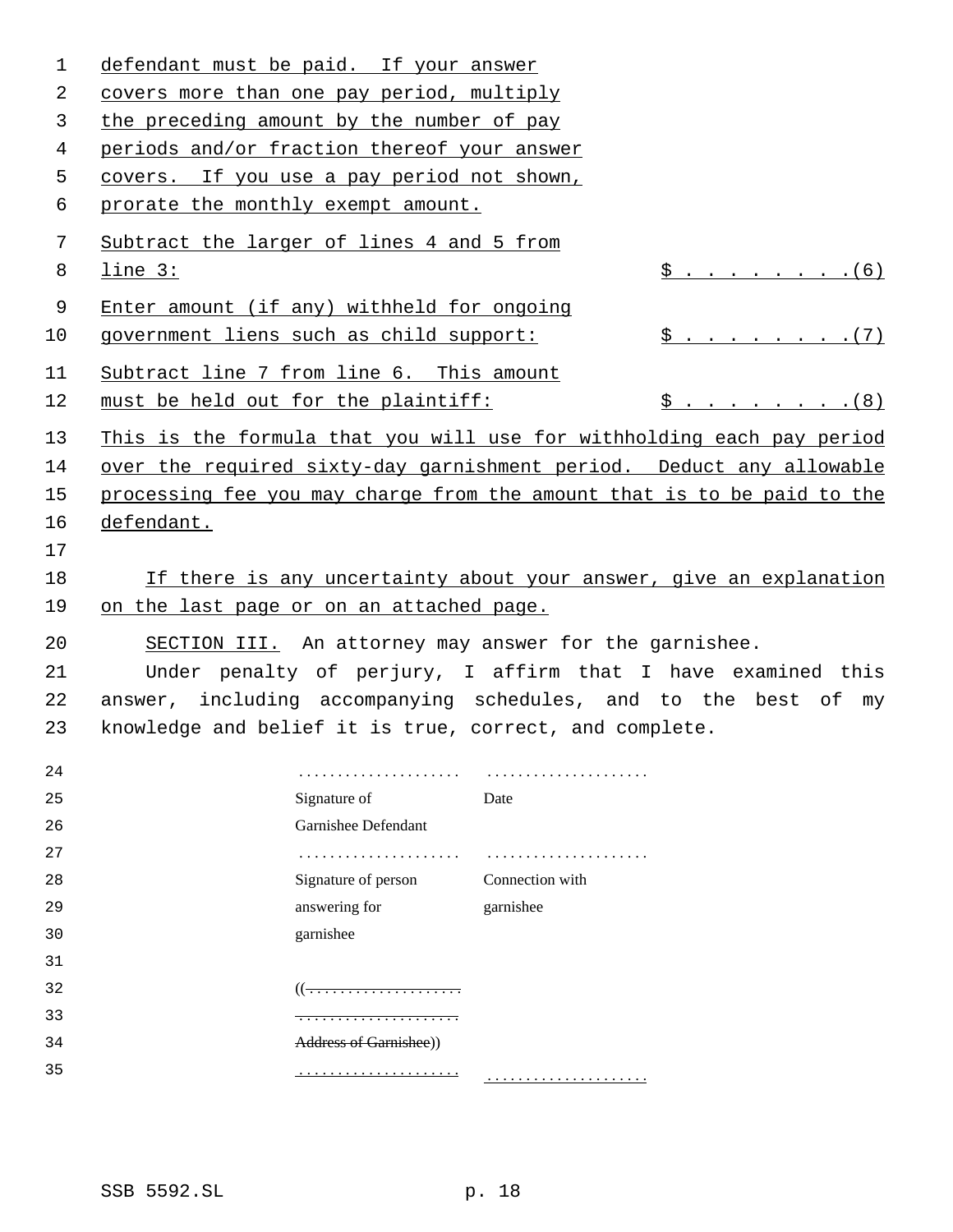defendant must be paid. If your answer covers more than one pay period, multiply the preceding amount by the number of pay periods and/or fraction thereof your answer covers. If you use a pay period not shown, prorate the monthly exempt amount.

Subtract the larger of lines 4 and 5 from line 3: $ . . . . . . . . .(6)

Enter amount (if any) withheld for ongoing government liens such as child support: $ . . . . . . . . .(7)

Subtract line 7 from line 6. This amount must be held out for the plaintiff: $ . . . . . . . . .(8)

This is the formula that you will use for withholding each pay period over the required sixty-day garnishment period. Deduct any allowable processing fee you may charge from the amount that is to be paid to the defendant.

If there is any uncertainty about your answer, give an explanation on the last page or on an attached page.

SECTION III. An attorney may answer for the garnishee.

Under penalty of perjury, I affirm that I have examined this answer, including accompanying schedules, and to the best of my knowledge and belief it is true, correct, and complete.

| | |
|---|---|
| .................... | .................... |
| Signature of Garnishee Defendant | Date |
| .................... | .................... |
| Signature of person answering for garnishee | Connection with garnishee |

((~~....................~~
~~....................~~
~~Address of Garnishee~~))

.................... ....................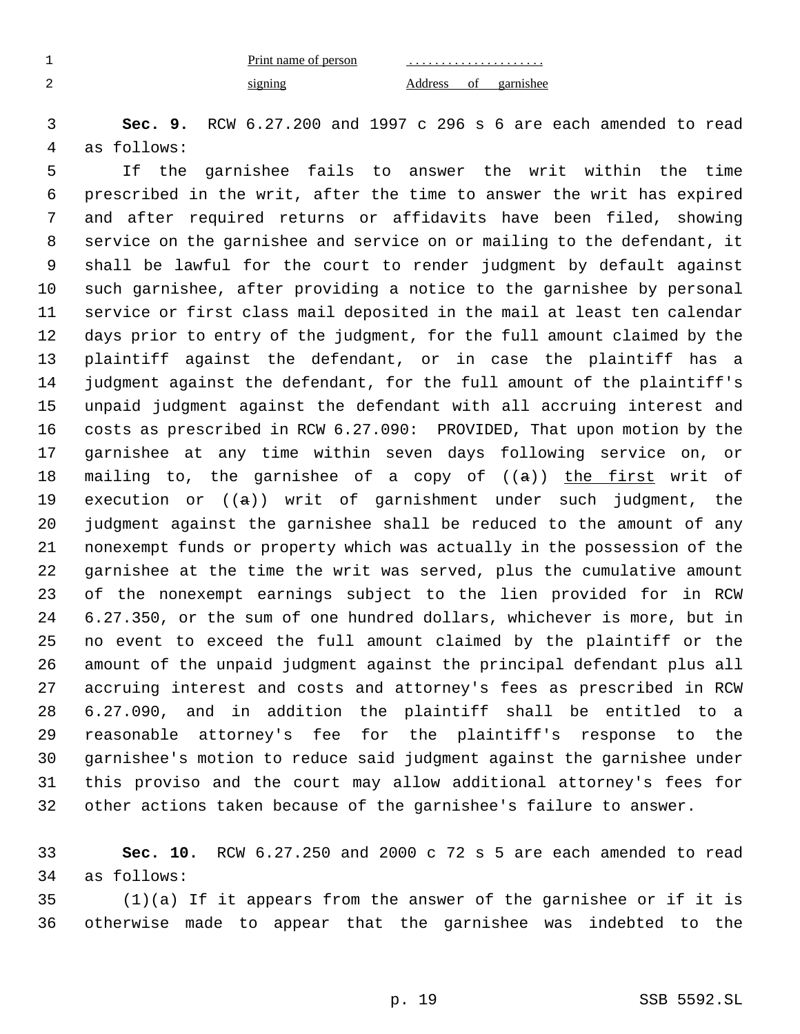Print name of person signing ..................... Address of garnishee

**Sec. 9.** RCW 6.27.200 and 1997 c 296 s 6 are each amended to read as follows:

If the garnishee fails to answer the writ within the time prescribed in the writ, after the time to answer the writ has expired and after required returns or affidavits have been filed, showing service on the garnishee and service on or mailing to the defendant, it shall be lawful for the court to render judgment by default against such garnishee, after providing a notice to the garnishee by personal service or first class mail deposited in the mail at least ten calendar days prior to entry of the judgment, for the full amount claimed by the plaintiff against the defendant, or in case the plaintiff has a judgment against the defendant, for the full amount of the plaintiff's unpaid judgment against the defendant with all accruing interest and costs as prescribed in RCW 6.27.090: PROVIDED, That upon motion by the garnishee at any time within seven days following service on, or mailing to, the garnishee of a copy of ((~~a~~)) the first writ of execution or ((~~a~~)) writ of garnishment under such judgment, the judgment against the garnishee shall be reduced to the amount of any nonexempt funds or property which was actually in the possession of the garnishee at the time the writ was served, plus the cumulative amount of the nonexempt earnings subject to the lien provided for in RCW 6.27.350, or the sum of one hundred dollars, whichever is more, but in no event to exceed the full amount claimed by the plaintiff or the amount of the unpaid judgment against the principal defendant plus all accruing interest and costs and attorney's fees as prescribed in RCW 6.27.090, and in addition the plaintiff shall be entitled to a reasonable attorney's fee for the plaintiff's response to the garnishee's motion to reduce said judgment against the garnishee under this proviso and the court may allow additional attorney's fees for other actions taken because of the garnishee's failure to answer.

**Sec. 10.** RCW 6.27.250 and 2000 c 72 s 5 are each amended to read as follows:

(1)(a) If it appears from the answer of the garnishee or if it is otherwise made to appear that the garnishee was indebted to the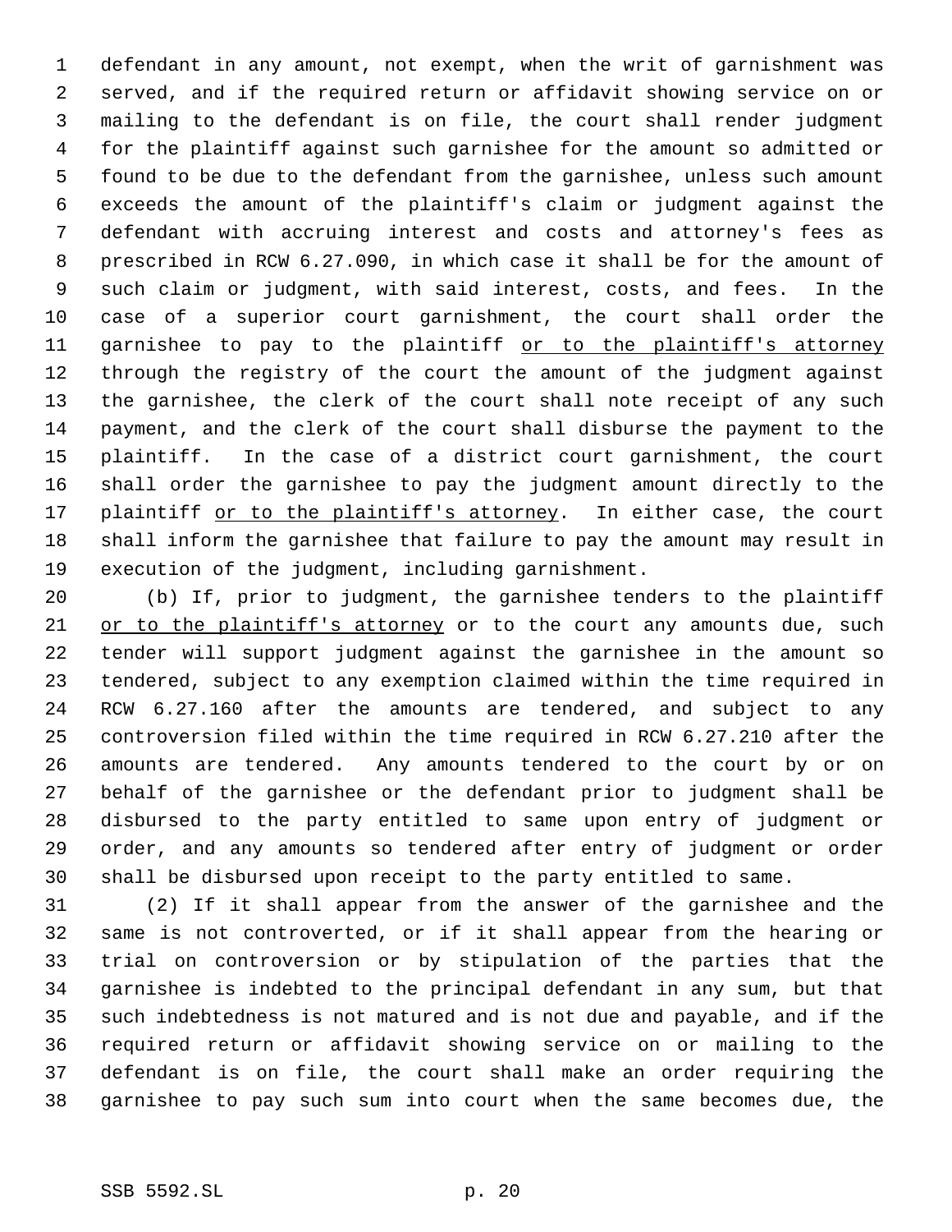defendant in any amount, not exempt, when the writ of garnishment was served, and if the required return or affidavit showing service on or mailing to the defendant is on file, the court shall render judgment for the plaintiff against such garnishee for the amount so admitted or found to be due to the defendant from the garnishee, unless such amount exceeds the amount of the plaintiff's claim or judgment against the defendant with accruing interest and costs and attorney's fees as prescribed in RCW 6.27.090, in which case it shall be for the amount of such claim or judgment, with said interest, costs, and fees. In the case of a superior court garnishment, the court shall order the garnishee to pay to the plaintiff or to the plaintiff's attorney through the registry of the court the amount of the judgment against the garnishee, the clerk of the court shall note receipt of any such payment, and the clerk of the court shall disburse the payment to the plaintiff. In the case of a district court garnishment, the court shall order the garnishee to pay the judgment amount directly to the plaintiff or to the plaintiff's attorney. In either case, the court shall inform the garnishee that failure to pay the amount may result in execution of the judgment, including garnishment.

(b) If, prior to judgment, the garnishee tenders to the plaintiff or to the plaintiff's attorney or to the court any amounts due, such tender will support judgment against the garnishee in the amount so tendered, subject to any exemption claimed within the time required in RCW 6.27.160 after the amounts are tendered, and subject to any controversion filed within the time required in RCW 6.27.210 after the amounts are tendered. Any amounts tendered to the court by or on behalf of the garnishee or the defendant prior to judgment shall be disbursed to the party entitled to same upon entry of judgment or order, and any amounts so tendered after entry of judgment or order shall be disbursed upon receipt to the party entitled to same.

(2) If it shall appear from the answer of the garnishee and the same is not controverted, or if it shall appear from the hearing or trial on controversion or by stipulation of the parties that the garnishee is indebted to the principal defendant in any sum, but that such indebtedness is not matured and is not due and payable, and if the required return or affidavit showing service on or mailing to the defendant is on file, the court shall make an order requiring the garnishee to pay such sum into court when the same becomes due, the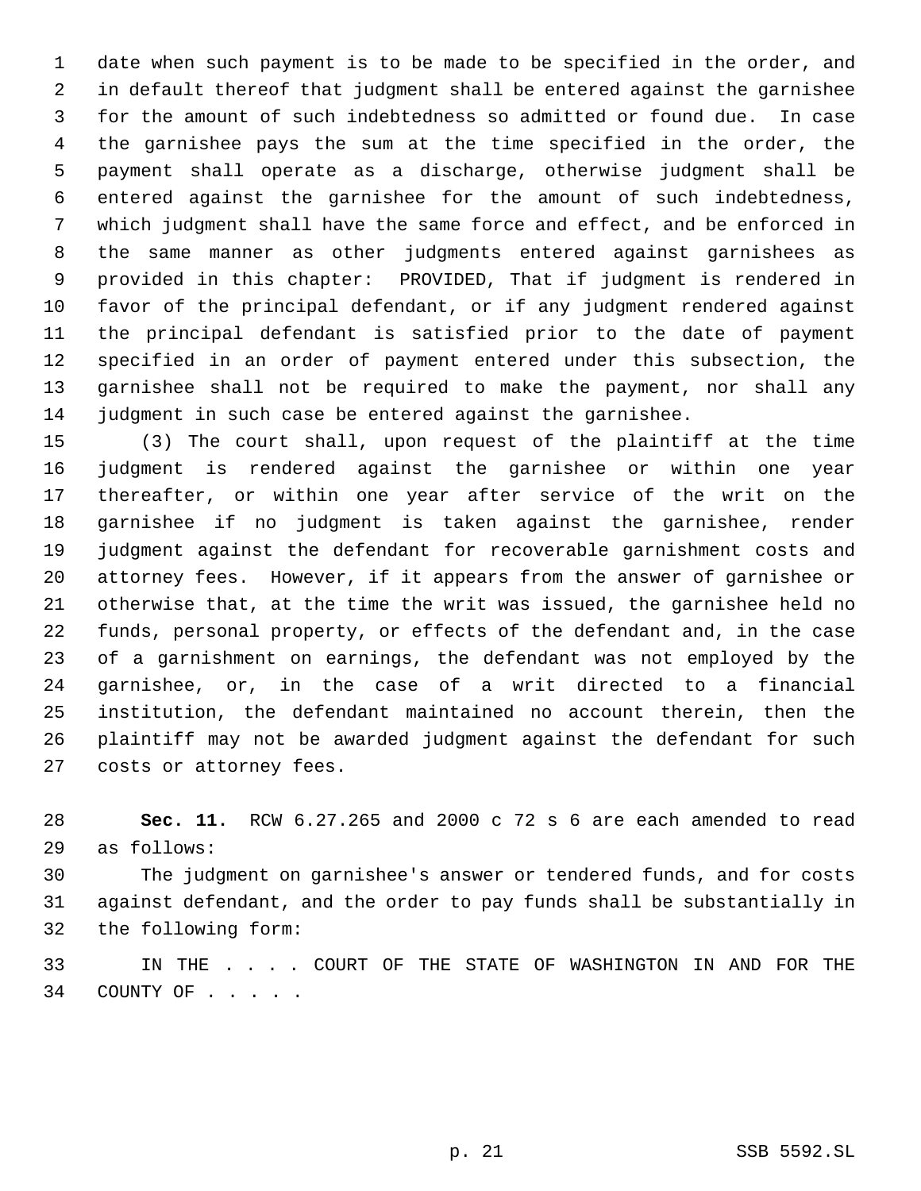date when such payment is to be made to be specified in the order, and in default thereof that judgment shall be entered against the garnishee for the amount of such indebtedness so admitted or found due. In case the garnishee pays the sum at the time specified in the order, the payment shall operate as a discharge, otherwise judgment shall be entered against the garnishee for the amount of such indebtedness, which judgment shall have the same force and effect, and be enforced in the same manner as other judgments entered against garnishees as provided in this chapter: PROVIDED, That if judgment is rendered in favor of the principal defendant, or if any judgment rendered against the principal defendant is satisfied prior to the date of payment specified in an order of payment entered under this subsection, the garnishee shall not be required to make the payment, nor shall any judgment in such case be entered against the garnishee.

(3) The court shall, upon request of the plaintiff at the time judgment is rendered against the garnishee or within one year thereafter, or within one year after service of the writ on the garnishee if no judgment is taken against the garnishee, render judgment against the defendant for recoverable garnishment costs and attorney fees. However, if it appears from the answer of garnishee or otherwise that, at the time the writ was issued, the garnishee held no funds, personal property, or effects of the defendant and, in the case of a garnishment on earnings, the defendant was not employed by the garnishee, or, in the case of a writ directed to a financial institution, the defendant maintained no account therein, then the plaintiff may not be awarded judgment against the defendant for such costs or attorney fees.

**Sec. 11.** RCW 6.27.265 and 2000 c 72 s 6 are each amended to read as follows:

The judgment on garnishee's answer or tendered funds, and for costs against defendant, and the order to pay funds shall be substantially in the following form:

IN THE . . . . COURT OF THE STATE OF WASHINGTON IN AND FOR THE COUNTY OF . . . . .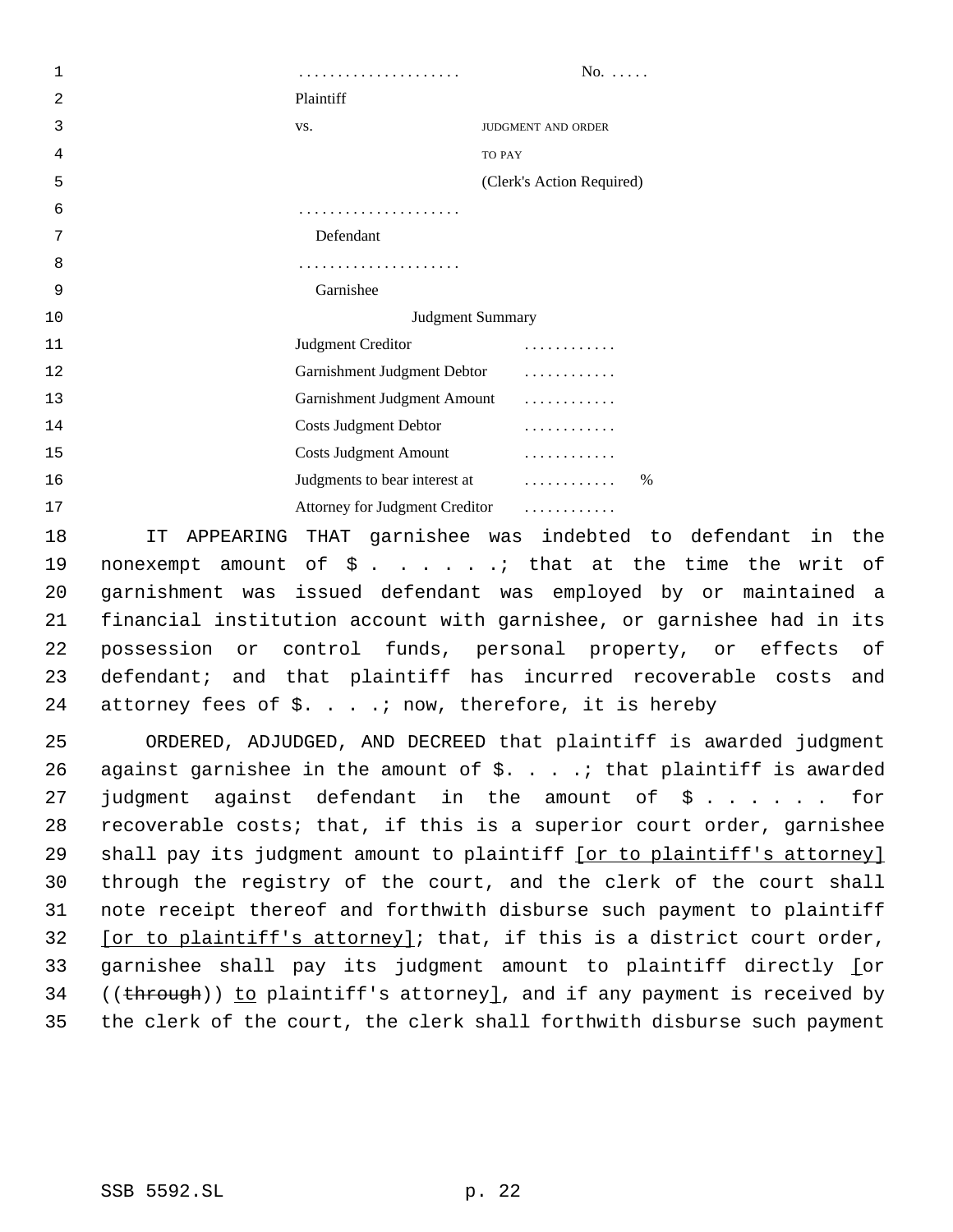| | |
|---|---|
| . . . . . . . . . . . . . . . . . . . . . | No. . . . . . |
| Plaintiff | |
| vs. | JUDGMENT AND ORDER TO PAY (Clerk's Action Required) |
| . . . . . . . . . . . . . . . . . . . . . | |
| Defendant | |
| . . . . . . . . . . . . . . . . . . . . . | |
| Garnishee | |

Judgment Summary

| | |
|---|---|
| Judgment Creditor | . . . . . . . . . . . . |
| Garnishment Judgment Debtor | . . . . . . . . . . . . |
| Garnishment Judgment Amount | . . . . . . . . . . . . |
| Costs Judgment Debtor | . . . . . . . . . . . . |
| Costs Judgment Amount | . . . . . . . . . . . . |
| Judgments to bear interest at | . . . . . . . . . . . . % |
| Attorney for Judgment Creditor | . . . . . . . . . . . . |

IT APPEARING THAT garnishee was indebted to defendant in the nonexempt amount of $ . . . . . .; that at the time the writ of garnishment was issued defendant was employed by or maintained a financial institution account with garnishee, or garnishee had in its possession or control funds, personal property, or effects of defendant; and that plaintiff has incurred recoverable costs and attorney fees of $. . . .; now, therefore, it is hereby

ORDERED, ADJUDGED, AND DECREED that plaintiff is awarded judgment against garnishee in the amount of $. . . .; that plaintiff is awarded judgment against defendant in the amount of $ . . . . . . for recoverable costs; that, if this is a superior court order, garnishee shall pay its judgment amount to plaintiff [or to plaintiff's attorney] through the registry of the court, and the clerk of the court shall note receipt thereof and forthwith disburse such payment to plaintiff [or to plaintiff's attorney]; that, if this is a district court order, garnishee shall pay its judgment amount to plaintiff directly [or ((~~through~~)) to plaintiff's attorney], and if any payment is received by the clerk of the court, the clerk shall forthwith disburse such payment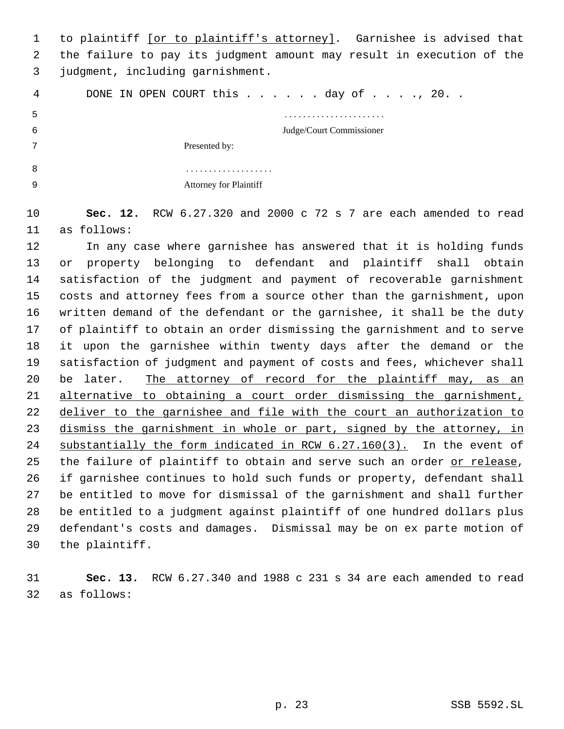to plaintiff <u>[or to plaintiff's attorney]</u>. Garnishee is advised that the failure to pay its judgment amount may result in execution of the judgment, including garnishment.

DONE IN OPEN COURT this . . . . . . day of . . . ., 20. .

......................
Judge/Court Commissioner

Presented by:

...................
Attorney for Plaintiff

**Sec. 12.** RCW 6.27.320 and 2000 c 72 s 7 are each amended to read as follows:

In any case where garnishee has answered that it is holding funds or property belonging to defendant and plaintiff shall obtain satisfaction of the judgment and payment of recoverable garnishment costs and attorney fees from a source other than the garnishment, upon written demand of the defendant or the garnishee, it shall be the duty of plaintiff to obtain an order dismissing the garnishment and to serve it upon the garnishee within twenty days after the demand or the satisfaction of judgment and payment of costs and fees, whichever shall be later. <u>The attorney of record for the plaintiff may, as an alternative to obtaining a court order dismissing the garnishment, deliver to the garnishee and file with the court an authorization to dismiss the garnishment in whole or part, signed by the attorney, in substantially the form indicated in RCW 6.27.160(3).</u> In the event of the failure of plaintiff to obtain and serve such an order <u>or release</u>, if garnishee continues to hold such funds or property, defendant shall be entitled to move for dismissal of the garnishment and shall further be entitled to a judgment against plaintiff of one hundred dollars plus defendant's costs and damages. Dismissal may be on ex parte motion of the plaintiff.

**Sec. 13.** RCW 6.27.340 and 1988 c 231 s 34 are each amended to read as follows: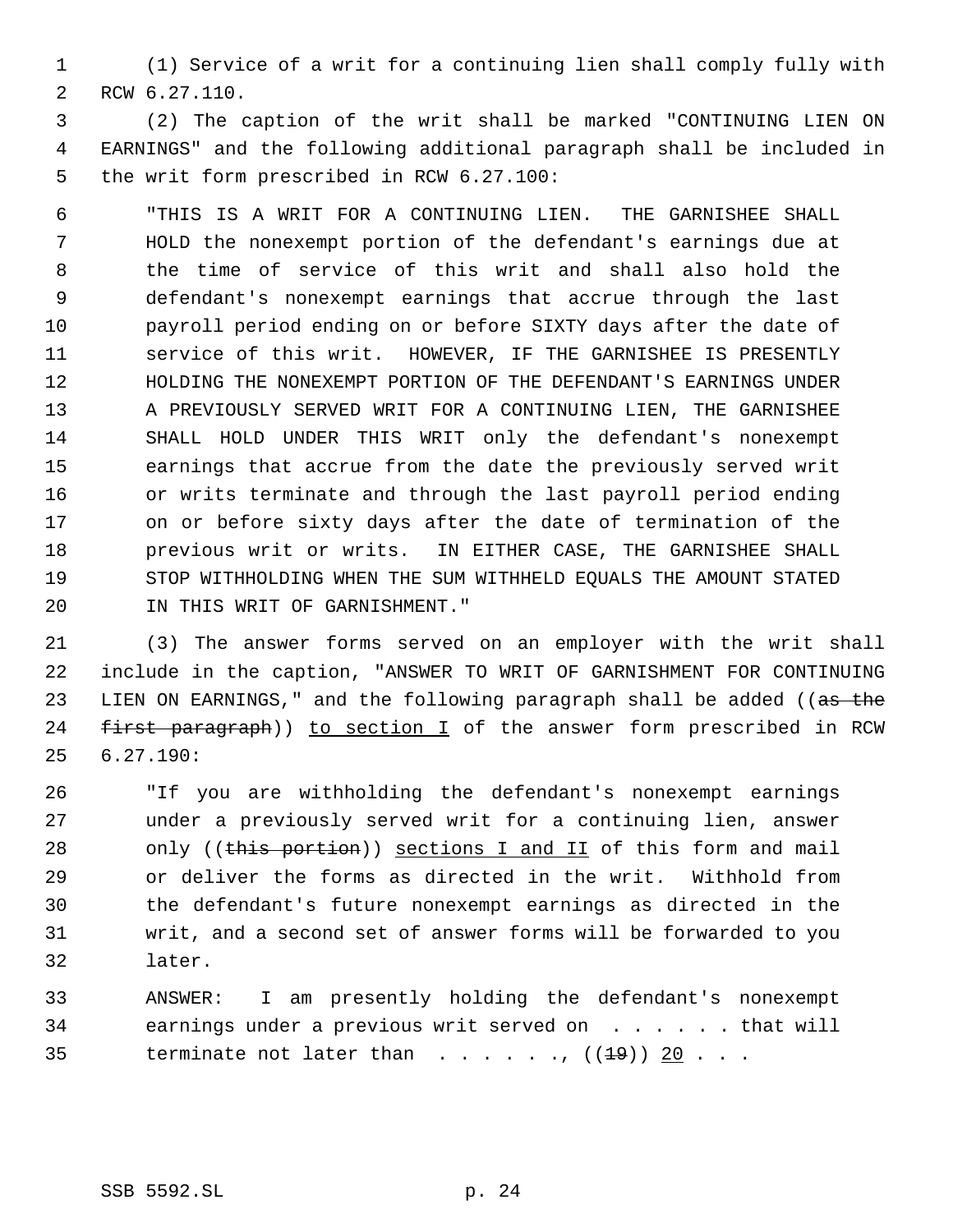(1) Service of a writ for a continuing lien shall comply fully with RCW 6.27.110.

(2) The caption of the writ shall be marked "CONTINUING LIEN ON EARNINGS" and the following additional paragraph shall be included in the writ form prescribed in RCW 6.27.100:

> "THIS IS A WRIT FOR A CONTINUING LIEN. THE GARNISHEE SHALL HOLD the nonexempt portion of the defendant's earnings due at the time of service of this writ and shall also hold the defendant's nonexempt earnings that accrue through the last payroll period ending on or before SIXTY days after the date of service of this writ. HOWEVER, IF THE GARNISHEE IS PRESENTLY HOLDING THE NONEXEMPT PORTION OF THE DEFENDANT'S EARNINGS UNDER A PREVIOUSLY SERVED WRIT FOR A CONTINUING LIEN, THE GARNISHEE SHALL HOLD UNDER THIS WRIT only the defendant's nonexempt earnings that accrue from the date the previously served writ or writs terminate and through the last payroll period ending on or before sixty days after the date of termination of the previous writ or writs. IN EITHER CASE, THE GARNISHEE SHALL STOP WITHHOLDING WHEN THE SUM WITHHELD EQUALS THE AMOUNT STATED IN THIS WRIT OF GARNISHMENT."

(3) The answer forms served on an employer with the writ shall include in the caption, "ANSWER TO WRIT OF GARNISHMENT FOR CONTINUING LIEN ON EARNINGS," and the following paragraph shall be added ((~~as the first paragraph~~)) <u>to section I</u> of the answer form prescribed in RCW 6.27.190:

> "If you are withholding the defendant's nonexempt earnings under a previously served writ for a continuing lien, answer only ((~~this portion~~)) <u>sections I and II</u> of this form and mail or deliver the forms as directed in the writ. Withhold from the defendant's future nonexempt earnings as directed in the writ, and a second set of answer forms will be forwarded to you later.
>
> ANSWER: I am presently holding the defendant's nonexempt earnings under a previous writ served on . . . . . . that will terminate not later than . . . . . . ., ((~~19~~)) <u>20</u> . . .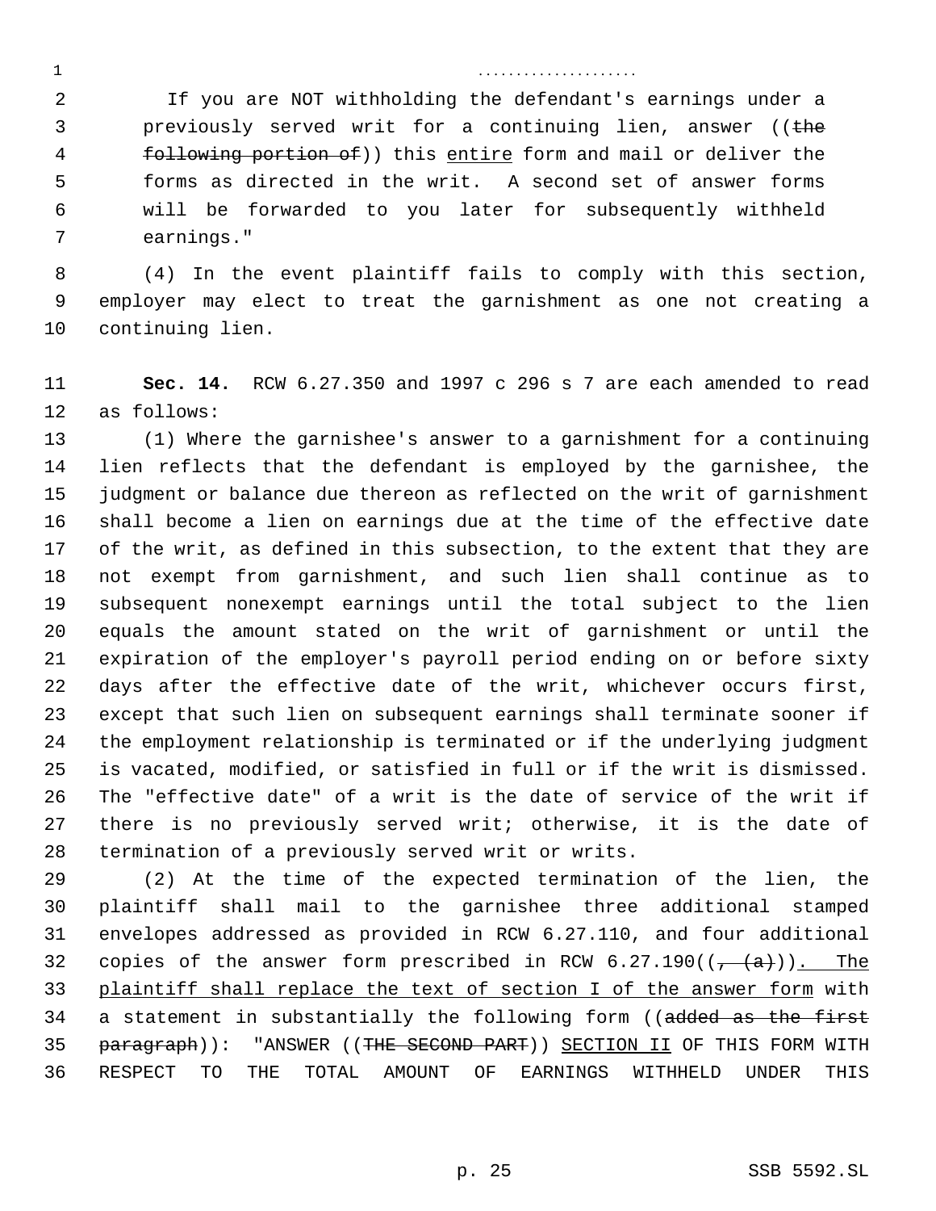.....................

If you are NOT withholding the defendant's earnings under a previously served writ for a continuing lien, answer ((~~the following portion of~~)) this <u>entire</u> form and mail or deliver the forms as directed in the writ. A second set of answer forms will be forwarded to you later for subsequently withheld earnings."

(4) In the event plaintiff fails to comply with this section, employer may elect to treat the garnishment as one not creating a continuing lien.

**Sec. 14.** RCW 6.27.350 and 1997 c 296 s 7 are each amended to read as follows:

(1) Where the garnishee's answer to a garnishment for a continuing lien reflects that the defendant is employed by the garnishee, the judgment or balance due thereon as reflected on the writ of garnishment shall become a lien on earnings due at the time of the effective date of the writ, as defined in this subsection, to the extent that they are not exempt from garnishment, and such lien shall continue as to subsequent nonexempt earnings until the total subject to the lien equals the amount stated on the writ of garnishment or until the expiration of the employer's payroll period ending on or before sixty days after the effective date of the writ, whichever occurs first, except that such lien on subsequent earnings shall terminate sooner if the employment relationship is terminated or if the underlying judgment is vacated, modified, or satisfied in full or if the writ is dismissed. The "effective date" of a writ is the date of service of the writ if there is no previously served writ; otherwise, it is the date of termination of a previously served writ or writs.

(2) At the time of the expected termination of the lien, the plaintiff shall mail to the garnishee three additional stamped envelopes addressed as provided in RCW 6.27.110, and four additional copies of the answer form prescribed in RCW 6.27.190((~~, (a)~~))<u>. The plaintiff shall replace the text of section I of the answer form</u> with a statement in substantially the following form ((~~added as the first paragraph~~)): "ANSWER ((~~THE SECOND PART~~)) <u>SECTION II</u> OF THIS FORM WITH RESPECT TO THE TOTAL AMOUNT OF EARNINGS WITHHELD UNDER THIS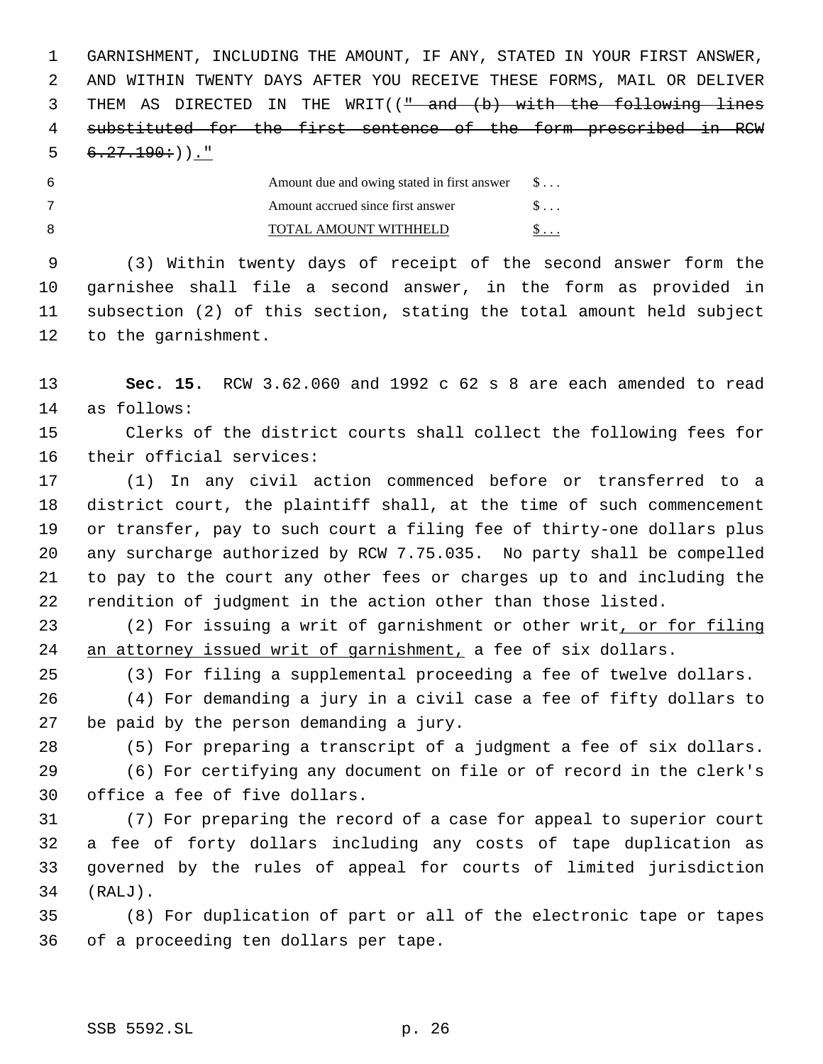GARNISHMENT, INCLUDING THE AMOUNT, IF ANY, STATED IN YOUR FIRST ANSWER, AND WITHIN TWENTY DAYS AFTER YOU RECEIVE THESE FORMS, MAIL OR DELIVER THEM AS DIRECTED IN THE WRIT((~~" and (b) with the following lines substituted for the first sentence of the form prescribed in RCW 6.27.190:~~)).~~"~~

| | |
|---|---|
| Amount due and owing stated in first answer | $ . . . |
| Amount accrued since first answer | $ . . . |
| TOTAL AMOUNT WITHHELD | $ . . . |

(3) Within twenty days of receipt of the second answer form the garnishee shall file a second answer, in the form as provided in subsection (2) of this section, stating the total amount held subject to the garnishment.

**Sec. 15.** RCW 3.62.060 and 1992 c 62 s 8 are each amended to read as follows:

Clerks of the district courts shall collect the following fees for their official services:

(1) In any civil action commenced before or transferred to a district court, the plaintiff shall, at the time of such commencement or transfer, pay to such court a filing fee of thirty-one dollars plus any surcharge authorized by RCW 7.75.035. No party shall be compelled to pay to the court any other fees or charges up to and including the rendition of judgment in the action other than those listed.

(2) For issuing a writ of garnishment or other writ, or for filing an attorney issued writ of garnishment, a fee of six dollars.

(3) For filing a supplemental proceeding a fee of twelve dollars.

(4) For demanding a jury in a civil case a fee of fifty dollars to be paid by the person demanding a jury.

(5) For preparing a transcript of a judgment a fee of six dollars.

(6) For certifying any document on file or of record in the clerk's office a fee of five dollars.

(7) For preparing the record of a case for appeal to superior court a fee of forty dollars including any costs of tape duplication as governed by the rules of appeal for courts of limited jurisdiction (RALJ).

(8) For duplication of part or all of the electronic tape or tapes of a proceeding ten dollars per tape.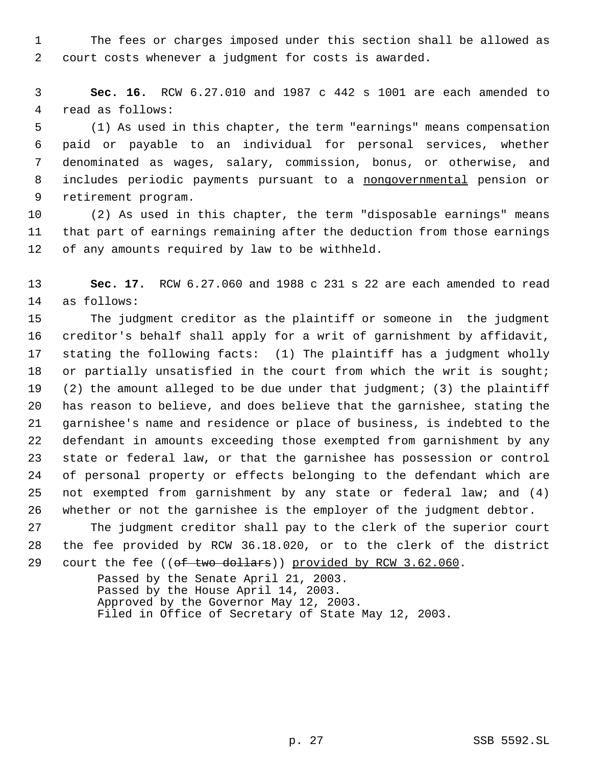The fees or charges imposed under this section shall be allowed as court costs whenever a judgment for costs is awarded.

**Sec. 16.** RCW 6.27.010 and 1987 c 442 s 1001 are each amended to read as follows:

(1) As used in this chapter, the term "earnings" means compensation paid or payable to an individual for personal services, whether denominated as wages, salary, commission, bonus, or otherwise, and includes periodic payments pursuant to a <u>nongovernmental</u> pension or retirement program.

(2) As used in this chapter, the term "disposable earnings" means that part of earnings remaining after the deduction from those earnings of any amounts required by law to be withheld.

**Sec. 17.** RCW 6.27.060 and 1988 c 231 s 22 are each amended to read as follows:

The judgment creditor as the plaintiff or someone in the judgment creditor's behalf shall apply for a writ of garnishment by affidavit, stating the following facts: (1) The plaintiff has a judgment wholly or partially unsatisfied in the court from which the writ is sought; (2) the amount alleged to be due under that judgment; (3) the plaintiff has reason to believe, and does believe that the garnishee, stating the garnishee's name and residence or place of business, is indebted to the defendant in amounts exceeding those exempted from garnishment by any state or federal law, or that the garnishee has possession or control of personal property or effects belonging to the defendant which are not exempted from garnishment by any state or federal law; and (4) whether or not the garnishee is the employer of the judgment debtor.

The judgment creditor shall pay to the clerk of the superior court the fee provided by RCW 36.18.020, or to the clerk of the district court the fee ((~~of two dollars~~)) <u>provided by RCW 3.62.060</u>.

Passed by the Senate April 21, 2003.
Passed by the House April 14, 2003.
Approved by the Governor May 12, 2003.
Filed in Office of Secretary of State May 12, 2003.